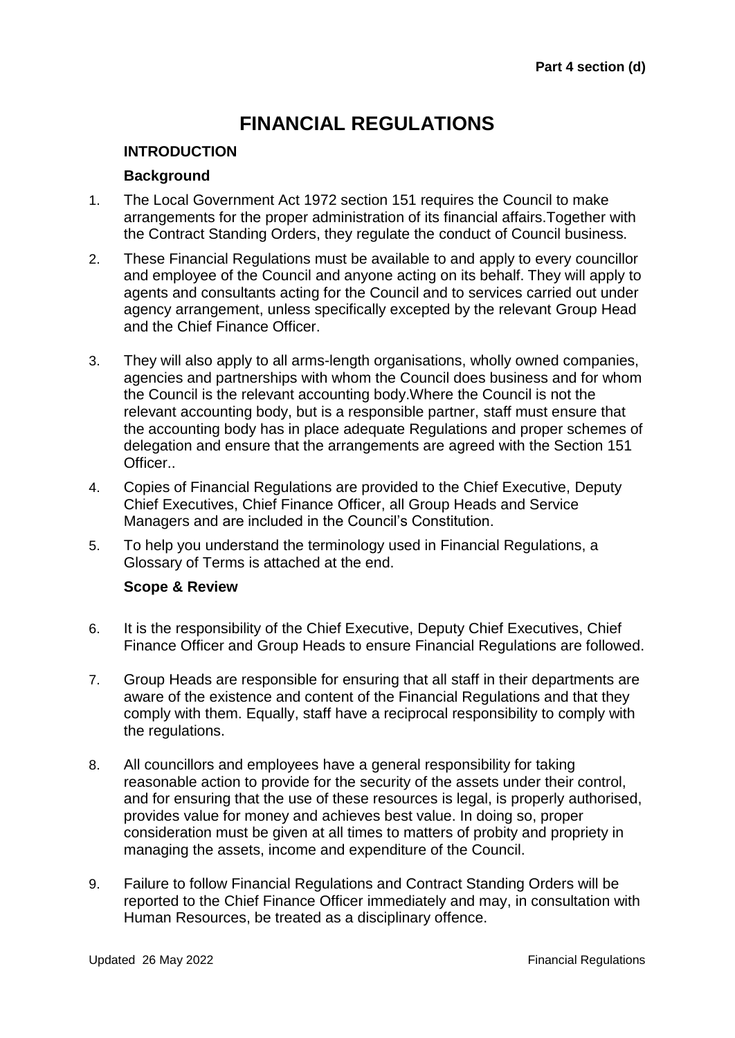**Part 4 section (d)**

# FINANCIAL REGULATIONS

## INTRODUCTION

### Background

1. The Local Government Act 1972 section 151 requires the Council to make arrangements for the proper administration of its financial affairs.Together with the Contract Standing Orders, they regulate the conduct of Council business.
2. These Financial Regulations must be available to and apply to every councillor and employee of the Council and anyone acting on its behalf. They will apply to agents and consultants acting for the Council and to services carried out under agency arrangement, unless specifically excepted by the relevant Group Head and the Chief Finance Officer.
3. They will also apply to all arms-length organisations, wholly owned companies, agencies and partnerships with whom the Council does business and for whom the Council is the relevant accounting body.Where the Council is not the relevant accounting body, but is a responsible partner, staff must ensure that the accounting body has in place adequate Regulations and proper schemes of delegation and ensure that the arrangements are agreed with the Section 151 Officer..
4. Copies of Financial Regulations are provided to the Chief Executive, Deputy Chief Executives, Chief Finance Officer, all Group Heads and Service Managers and are included in the Council's Constitution.
5. To help you understand the terminology used in Financial Regulations, a Glossary of Terms is attached at the end.

### Scope & Review

6. It is the responsibility of the Chief Executive, Deputy Chief Executives, Chief Finance Officer and Group Heads to ensure Financial Regulations are followed.
7. Group Heads are responsible for ensuring that all staff in their departments are aware of the existence and content of the Financial Regulations and that they comply with them. Equally, staff have a reciprocal responsibility to comply with the regulations.
8. All councillors and employees have a general responsibility for taking reasonable action to provide for the security of the assets under their control, and for ensuring that the use of these resources is legal, is properly authorised, provides value for money and achieves best value. In doing so, proper consideration must be given at all times to matters of probity and propriety in managing the assets, income and expenditure of the Council.
9. Failure to follow Financial Regulations and Contract Standing Orders will be reported to the Chief Finance Officer immediately and may, in consultation with Human Resources, be treated as a disciplinary offence.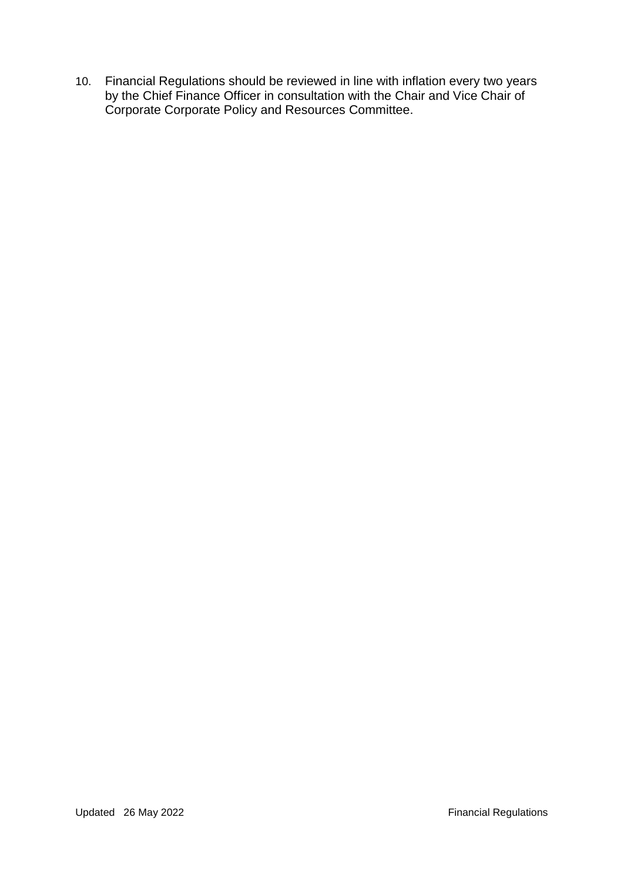10. Financial Regulations should be reviewed in line with inflation every two years by the Chief Finance Officer in consultation with the Chair and Vice Chair of Corporate Corporate Policy and Resources Committee.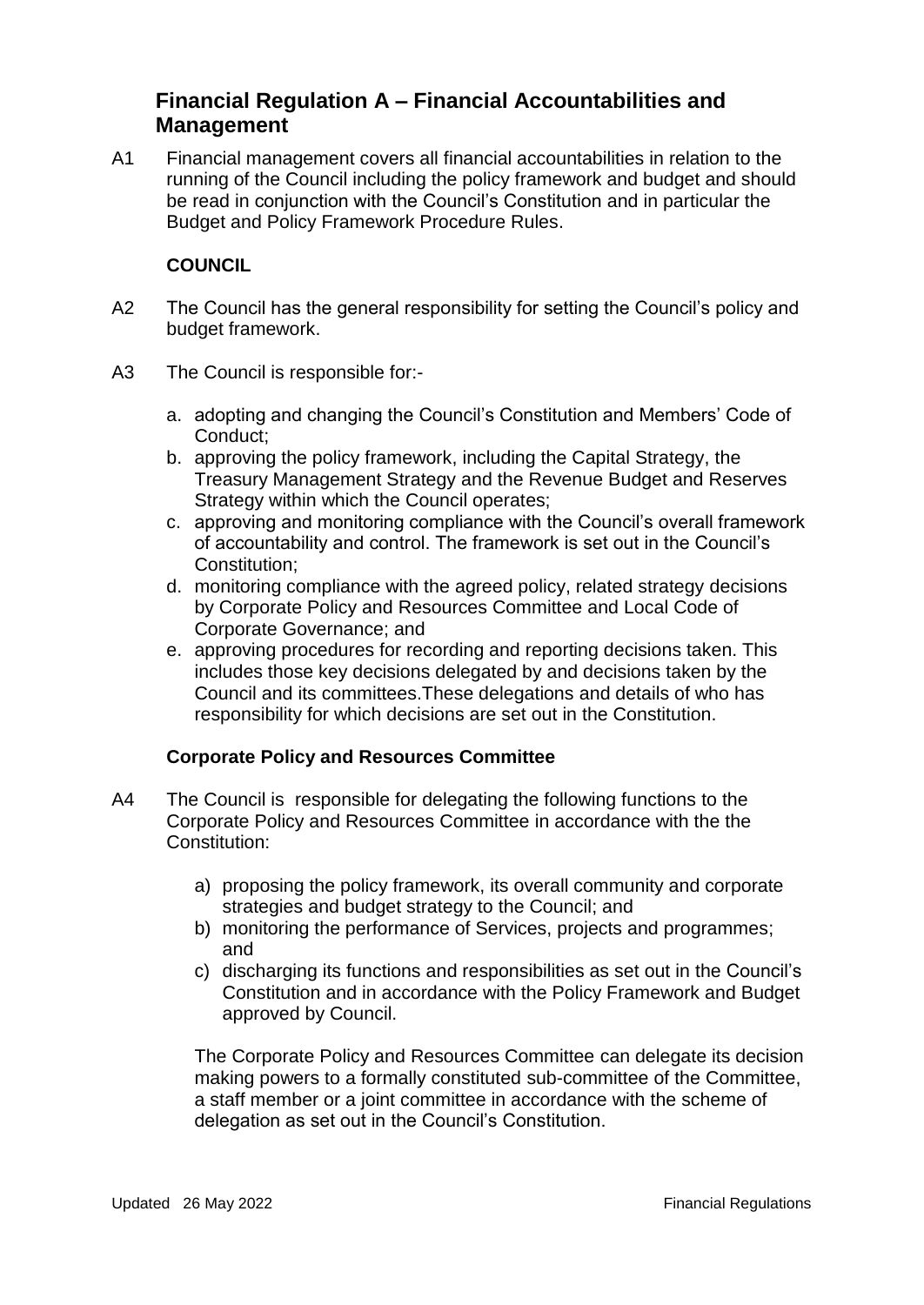## Financial Regulation A – Financial Accountabilities and Management

A1 Financial management covers all financial accountabilities in relation to the running of the Council including the policy framework and budget and should be read in conjunction with the Council's Constitution and in particular the Budget and Policy Framework Procedure Rules.

**COUNCIL**

A2 The Council has the general responsibility for setting the Council's policy and budget framework.

A3 The Council is responsible for:-

a. adopting and changing the Council's Constitution and Members' Code of Conduct;
b. approving the policy framework, including the Capital Strategy, the Treasury Management Strategy and the Revenue Budget and Reserves Strategy within which the Council operates;
c. approving and monitoring compliance with the Council's overall framework of accountability and control. The framework is set out in the Council's Constitution;
d. monitoring compliance with the agreed policy, related strategy decisions by Corporate Policy and Resources Committee and Local Code of Corporate Governance; and
e. approving procedures for recording and reporting decisions taken. This includes those key decisions delegated by and decisions taken by the Council and its committees.These delegations and details of who has responsibility for which decisions are set out in the Constitution.

**Corporate Policy and Resources Committee**

A4 The Council is responsible for delegating the following functions to the Corporate Policy and Resources Committee in accordance with the the Constitution:

a) proposing the policy framework, its overall community and corporate strategies and budget strategy to the Council; and
b) monitoring the performance of Services, projects and programmes; and
c) discharging its functions and responsibilities as set out in the Council's Constitution and in accordance with the Policy Framework and Budget approved by Council.

The Corporate Policy and Resources Committee can delegate its decision making powers to a formally constituted sub-committee of the Committee, a staff member or a joint committee in accordance with the scheme of delegation as set out in the Council's Constitution.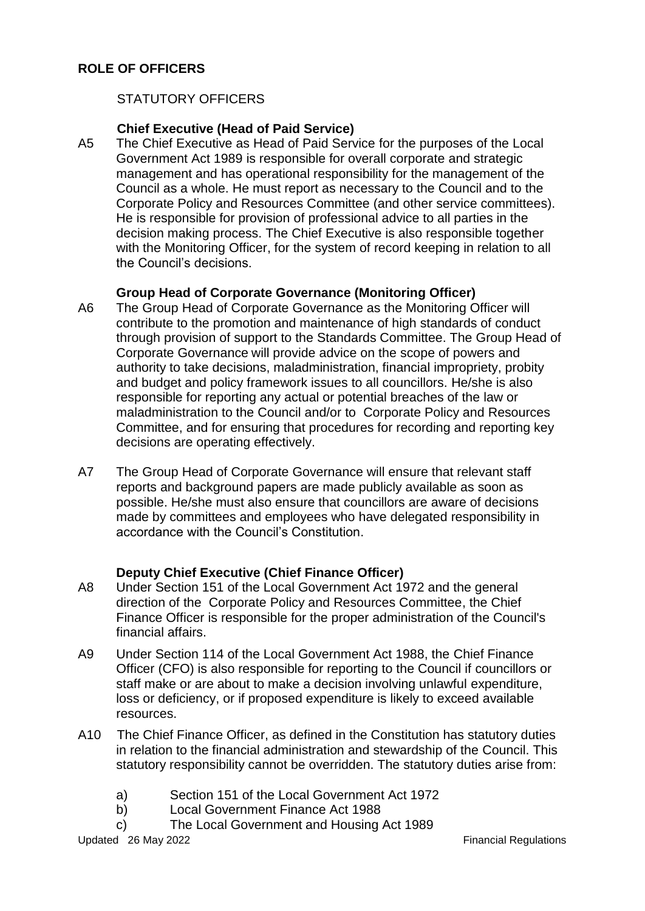## ROLE OF OFFICERS

### STATUTORY OFFICERS

**Chief Executive (Head of Paid Service)**

A5 The Chief Executive as Head of Paid Service for the purposes of the Local Government Act 1989 is responsible for overall corporate and strategic management and has operational responsibility for the management of the Council as a whole. He must report as necessary to the Council and to the Corporate Policy and Resources Committee (and other service committees). He is responsible for provision of professional advice to all parties in the decision making process. The Chief Executive is also responsible together with the Monitoring Officer, for the system of record keeping in relation to all the Council's decisions.

**Group Head of Corporate Governance (Monitoring Officer)**

A6 The Group Head of Corporate Governance as the Monitoring Officer will contribute to the promotion and maintenance of high standards of conduct through provision of support to the Standards Committee. The Group Head of Corporate Governance will provide advice on the scope of powers and authority to take decisions, maladministration, financial impropriety, probity and budget and policy framework issues to all councillors. He/she is also responsible for reporting any actual or potential breaches of the law or maladministration to the Council and/or to Corporate Policy and Resources Committee, and for ensuring that procedures for recording and reporting key decisions are operating effectively.

A7 The Group Head of Corporate Governance will ensure that relevant staff reports and background papers are made publicly available as soon as possible. He/she must also ensure that councillors are aware of decisions made by committees and employees who have delegated responsibility in accordance with the Council's Constitution.

**Deputy Chief Executive (Chief Finance Officer)**

A8 Under Section 151 of the Local Government Act 1972 and the general direction of the Corporate Policy and Resources Committee, the Chief Finance Officer is responsible for the proper administration of the Council's financial affairs.

A9 Under Section 114 of the Local Government Act 1988, the Chief Finance Officer (CFO) is also responsible for reporting to the Council if councillors or staff make or are about to make a decision involving unlawful expenditure, loss or deficiency, or if proposed expenditure is likely to exceed available resources.

A10 The Chief Finance Officer, as defined in the Constitution has statutory duties in relation to the financial administration and stewardship of the Council. This statutory responsibility cannot be overridden. The statutory duties arise from:

a) Section 151 of the Local Government Act 1972
b) Local Government Finance Act 1988
c) The Local Government and Housing Act 1989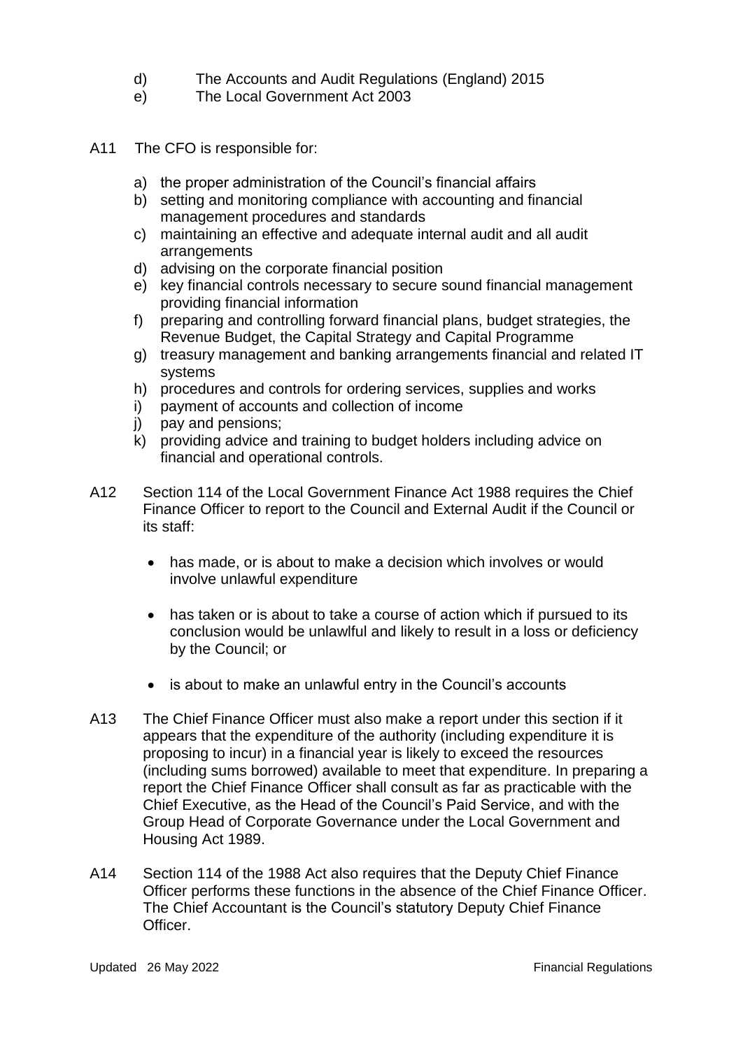d) The Accounts and Audit Regulations (England) 2015
e) The Local Government Act 2003

A11 The CFO is responsible for:

a) the proper administration of the Council's financial affairs
b) setting and monitoring compliance with accounting and financial management procedures and standards
c) maintaining an effective and adequate internal audit and all audit arrangements
d) advising on the corporate financial position
e) key financial controls necessary to secure sound financial management providing financial information
f) preparing and controlling forward financial plans, budget strategies, the Revenue Budget, the Capital Strategy and Capital Programme
g) treasury management and banking arrangements financial and related IT systems
h) procedures and controls for ordering services, supplies and works
i) payment of accounts and collection of income
j) pay and pensions;
k) providing advice and training to budget holders including advice on financial and operational controls.

A12 Section 114 of the Local Government Finance Act 1988 requires the Chief Finance Officer to report to the Council and External Audit if the Council or its staff:

- has made, or is about to make a decision which involves or would involve unlawful expenditure
- has taken or is about to take a course of action which if pursued to its conclusion would be unlawlful and likely to result in a loss or deficiency by the Council; or
- is about to make an unlawful entry in the Council's accounts

A13 The Chief Finance Officer must also make a report under this section if it appears that the expenditure of the authority (including expenditure it is proposing to incur) in a financial year is likely to exceed the resources (including sums borrowed) available to meet that expenditure. In preparing a report the Chief Finance Officer shall consult as far as practicable with the Chief Executive, as the Head of the Council's Paid Service, and with the Group Head of Corporate Governance under the Local Government and Housing Act 1989.

A14 Section 114 of the 1988 Act also requires that the Deputy Chief Finance Officer performs these functions in the absence of the Chief Finance Officer. The Chief Accountant is the Council's statutory Deputy Chief Finance Officer.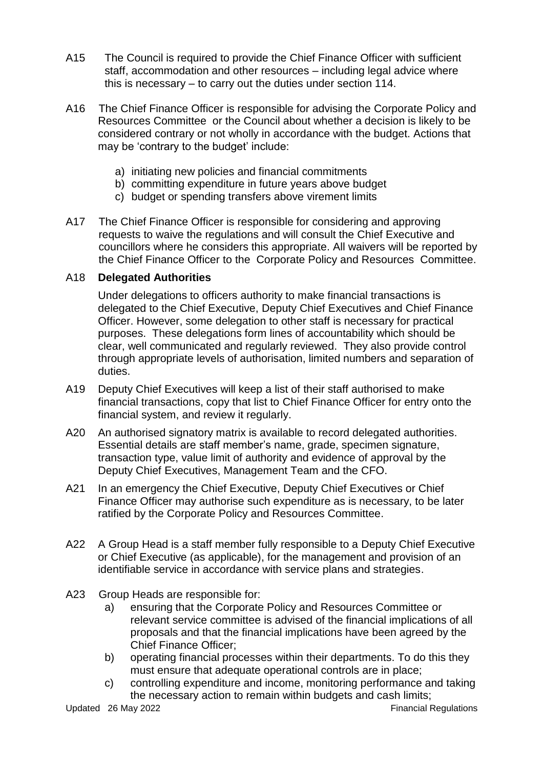A15 The Council is required to provide the Chief Finance Officer with sufficient staff, accommodation and other resources – including legal advice where this is necessary – to carry out the duties under section 114.

A16 The Chief Finance Officer is responsible for advising the Corporate Policy and Resources Committee or the Council about whether a decision is likely to be considered contrary or not wholly in accordance with the budget. Actions that may be 'contrary to the budget' include:

a) initiating new policies and financial commitments
b) committing expenditure in future years above budget
c) budget or spending transfers above virement limits

A17 The Chief Finance Officer is responsible for considering and approving requests to waive the regulations and will consult the Chief Executive and councillors where he considers this appropriate. All waivers will be reported by the Chief Finance Officer to the Corporate Policy and Resources Committee.

A18 **Delegated Authorities**

Under delegations to officers authority to make financial transactions is delegated to the Chief Executive, Deputy Chief Executives and Chief Finance Officer. However, some delegation to other staff is necessary for practical purposes. These delegations form lines of accountability which should be clear, well communicated and regularly reviewed. They also provide control through appropriate levels of authorisation, limited numbers and separation of duties.

A19 Deputy Chief Executives will keep a list of their staff authorised to make financial transactions, copy that list to Chief Finance Officer for entry onto the financial system, and review it regularly.

A20 An authorised signatory matrix is available to record delegated authorities. Essential details are staff member's name, grade, specimen signature, transaction type, value limit of authority and evidence of approval by the Deputy Chief Executives, Management Team and the CFO.

A21 In an emergency the Chief Executive, Deputy Chief Executives or Chief Finance Officer may authorise such expenditure as is necessary, to be later ratified by the Corporate Policy and Resources Committee.

A22 A Group Head is a staff member fully responsible to a Deputy Chief Executive or Chief Executive (as applicable), for the management and provision of an identifiable service in accordance with service plans and strategies.

A23 Group Heads are responsible for:

a) ensuring that the Corporate Policy and Resources Committee or relevant service committee is advised of the financial implications of all proposals and that the financial implications have been agreed by the Chief Finance Officer;
b) operating financial processes within their departments. To do this they must ensure that adequate operational controls are in place;
c) controlling expenditure and income, monitoring performance and taking the necessary action to remain within budgets and cash limits;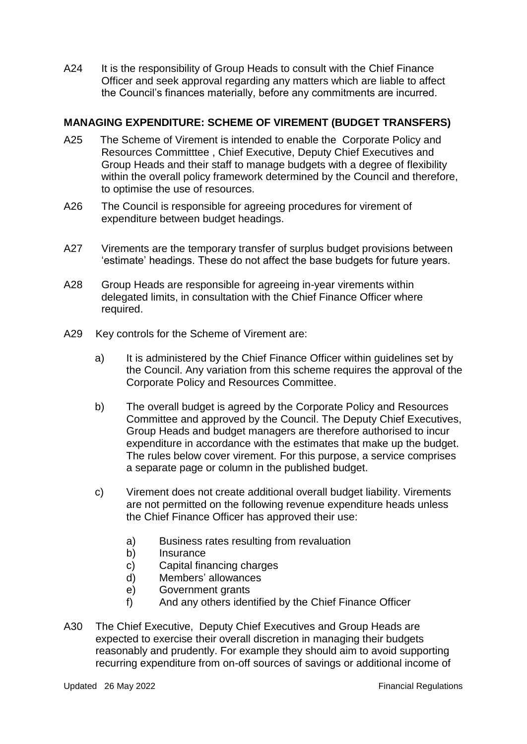A24 It is the responsibility of Group Heads to consult with the Chief Finance Officer and seek approval regarding any matters which are liable to affect the Council's finances materially, before any commitments are incurred.

**MANAGING EXPENDITURE: SCHEME OF VIREMENT (BUDGET TRANSFERS)**

A25 The Scheme of Virement is intended to enable the Corporate Policy and Resources Committtee , Chief Executive, Deputy Chief Executives and Group Heads and their staff to manage budgets with a degree of flexibility within the overall policy framework determined by the Council and therefore, to optimise the use of resources.

A26 The Council is responsible for agreeing procedures for virement of expenditure between budget headings.

A27 Virements are the temporary transfer of surplus budget provisions between 'estimate' headings. These do not affect the base budgets for future years.

A28 Group Heads are responsible for agreeing in-year virements within delegated limits, in consultation with the Chief Finance Officer where required.

A29 Key controls for the Scheme of Virement are:

a) It is administered by the Chief Finance Officer within guidelines set by the Council. Any variation from this scheme requires the approval of the Corporate Policy and Resources Committee.

b) The overall budget is agreed by the Corporate Policy and Resources Committee and approved by the Council. The Deputy Chief Executives, Group Heads and budget managers are therefore authorised to incur expenditure in accordance with the estimates that make up the budget. The rules below cover virement. For this purpose, a service comprises a separate page or column in the published budget.

c) Virement does not create additional overall budget liability. Virements are not permitted on the following revenue expenditure heads unless the Chief Finance Officer has approved their use:

   a) Business rates resulting from revaluation
   b) Insurance
   c) Capital financing charges
   d) Members' allowances
   e) Government grants
   f) And any others identified by the Chief Finance Officer

A30 The Chief Executive, Deputy Chief Executives and Group Heads are expected to exercise their overall discretion in managing their budgets reasonably and prudently. For example they should aim to avoid supporting recurring expenditure from on-off sources of savings or additional income of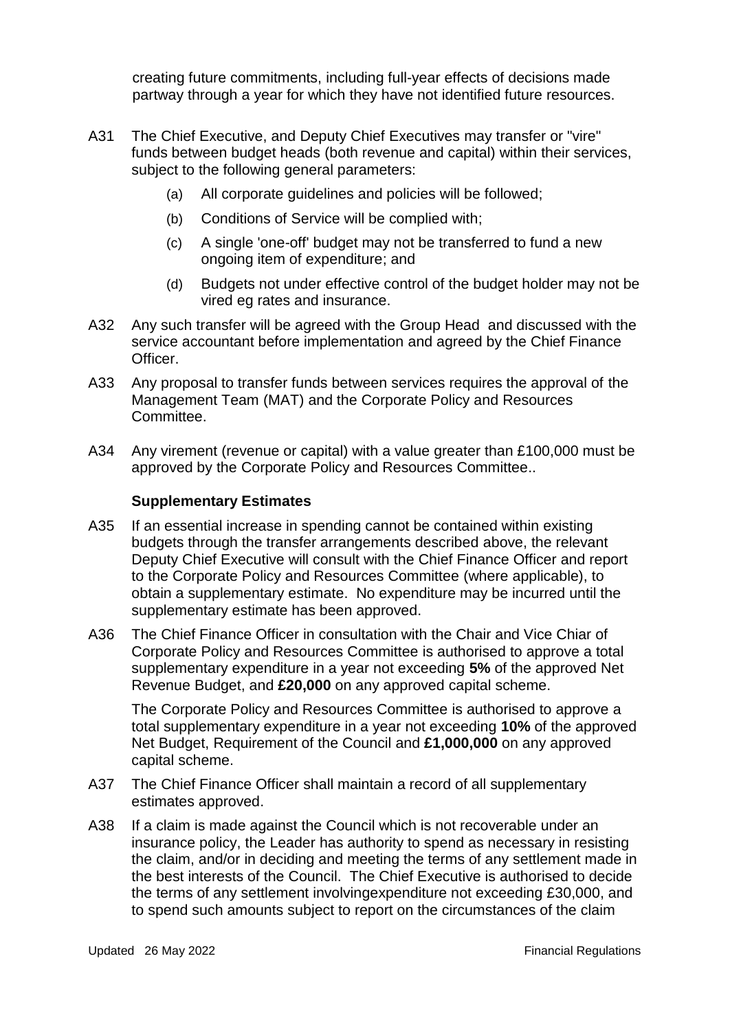creating future commitments, including full-year effects of decisions made partway through a year for which they have not identified future resources.

A31 The Chief Executive, and Deputy Chief Executives may transfer or "vire" funds between budget heads (both revenue and capital) within their services, subject to the following general parameters:

- (a) All corporate guidelines and policies will be followed;
- (b) Conditions of Service will be complied with;
- (c) A single 'one-off' budget may not be transferred to fund a new ongoing item of expenditure; and
- (d) Budgets not under effective control of the budget holder may not be vired eg rates and insurance.

A32 Any such transfer will be agreed with the Group Head and discussed with the service accountant before implementation and agreed by the Chief Finance Officer.

A33 Any proposal to transfer funds between services requires the approval of the Management Team (MAT) and the Corporate Policy and Resources Committee.

A34 Any virement (revenue or capital) with a value greater than £100,000 must be approved by the Corporate Policy and Resources Committee..

### Supplementary Estimates

A35 If an essential increase in spending cannot be contained within existing budgets through the transfer arrangements described above, the relevant Deputy Chief Executive will consult with the Chief Finance Officer and report to the Corporate Policy and Resources Committee (where applicable), to obtain a supplementary estimate. No expenditure may be incurred until the supplementary estimate has been approved.

A36 The Chief Finance Officer in consultation with the Chair and Vice Chiar of Corporate Policy and Resources Committee is authorised to approve a total supplementary expenditure in a year not exceeding **5%** of the approved Net Revenue Budget, and **£20,000** on any approved capital scheme.

The Corporate Policy and Resources Committee is authorised to approve a total supplementary expenditure in a year not exceeding **10%** of the approved Net Budget, Requirement of the Council and **£1,000,000** on any approved capital scheme.

A37 The Chief Finance Officer shall maintain a record of all supplementary estimates approved.

A38 If a claim is made against the Council which is not recoverable under an insurance policy, the Leader has authority to spend as necessary in resisting the claim, and/or in deciding and meeting the terms of any settlement made in the best interests of the Council. The Chief Executive is authorised to decide the terms of any settlement involvingexpenditure not exceeding £30,000, and to spend such amounts subject to report on the circumstances of the claim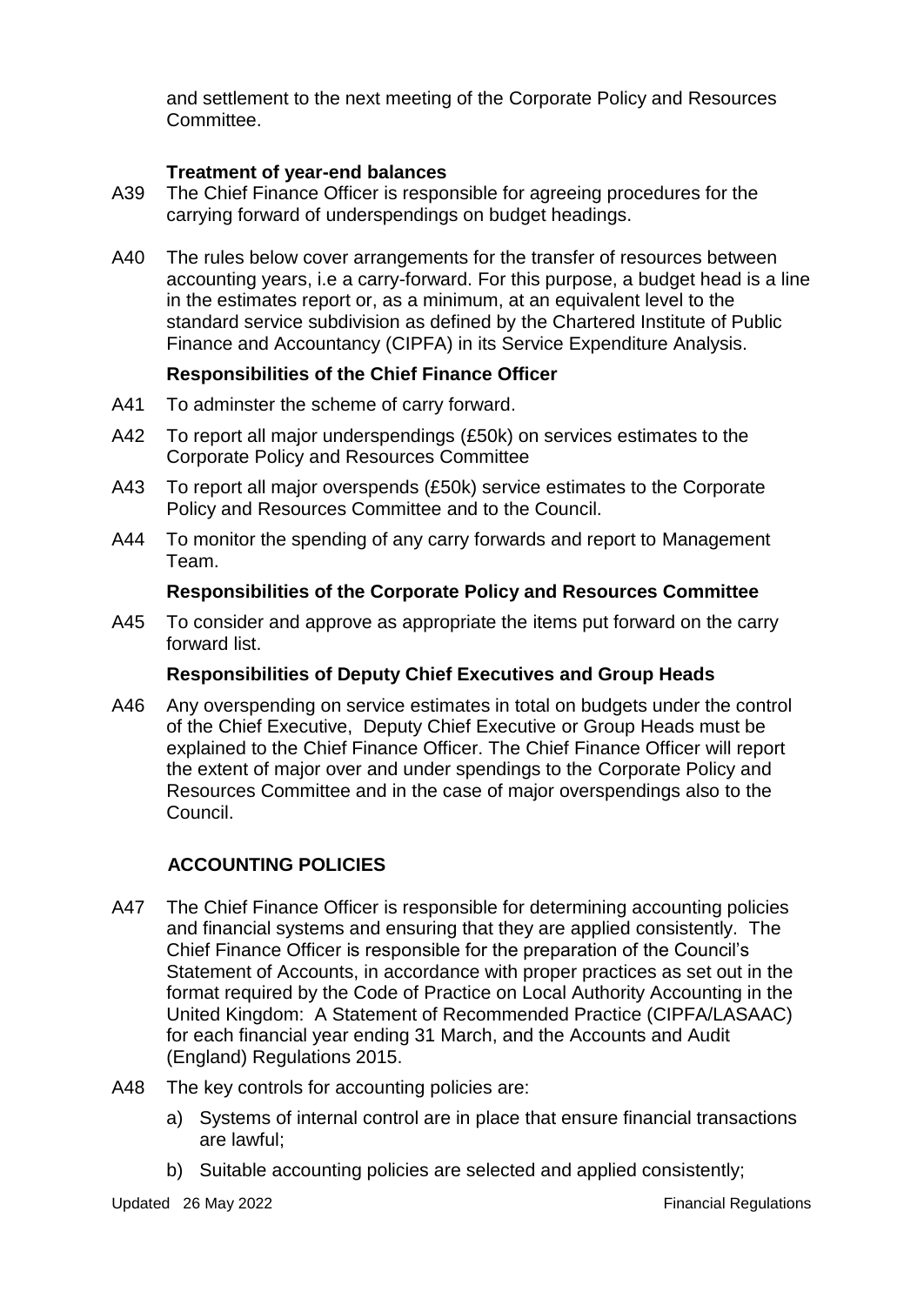and settlement to the next meeting of the Corporate Policy and Resources Committee.

**Treatment of year-end balances**

A39 The Chief Finance Officer is responsible for agreeing procedures for the carrying forward of underspendings on budget headings.

A40 The rules below cover arrangements for the transfer of resources between accounting years, i.e a carry-forward. For this purpose, a budget head is a line in the estimates report or, as a minimum, at an equivalent level to the standard service subdivision as defined by the Chartered Institute of Public Finance and Accountancy (CIPFA) in its Service Expenditure Analysis.

**Responsibilities of the Chief Finance Officer**

A41 To adminster the scheme of carry forward.

A42 To report all major underspendings (£50k) on services estimates to the Corporate Policy and Resources Committee

A43 To report all major overspends (£50k) service estimates to the Corporate Policy and Resources Committee and to the Council.

A44 To monitor the spending of any carry forwards and report to Management Team.

**Responsibilities of the Corporate Policy and Resources Committee**

A45 To consider and approve as appropriate the items put forward on the carry forward list.

**Responsibilities of Deputy Chief Executives and Group Heads**

A46 Any overspending on service estimates in total on budgets under the control of the Chief Executive, Deputy Chief Executive or Group Heads must be explained to the Chief Finance Officer. The Chief Finance Officer will report the extent of major over and under spendings to the Corporate Policy and Resources Committee and in the case of major overspendings also to the Council.

## ACCOUNTING POLICIES

A47 The Chief Finance Officer is responsible for determining accounting policies and financial systems and ensuring that they are applied consistently. The Chief Finance Officer is responsible for the preparation of the Council's Statement of Accounts, in accordance with proper practices as set out in the format required by the Code of Practice on Local Authority Accounting in the United Kingdom: A Statement of Recommended Practice (CIPFA/LASAAC) for each financial year ending 31 March, and the Accounts and Audit (England) Regulations 2015.

A48 The key controls for accounting policies are:

a) Systems of internal control are in place that ensure financial transactions are lawful;

b) Suitable accounting policies are selected and applied consistently;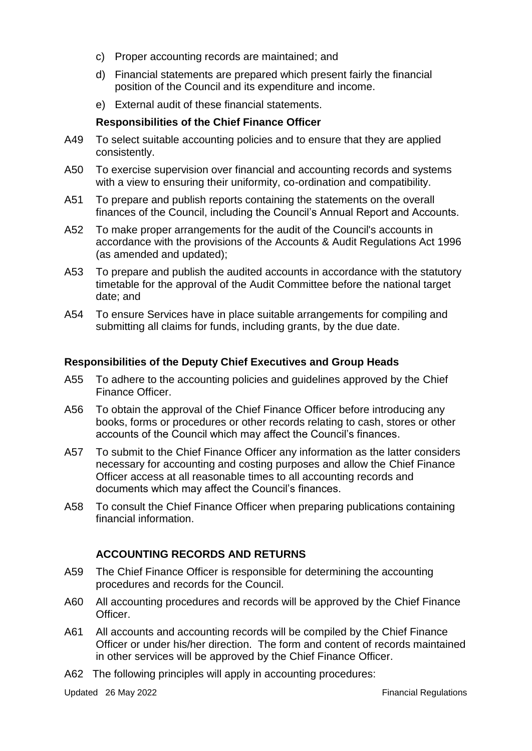c) Proper accounting records are maintained; and

d) Financial statements are prepared which present fairly the financial position of the Council and its expenditure and income.

e) External audit of these financial statements.

**Responsibilities of the Chief Finance Officer**

A49 To select suitable accounting policies and to ensure that they are applied consistently.

A50 To exercise supervision over financial and accounting records and systems with a view to ensuring their uniformity, co-ordination and compatibility.

A51 To prepare and publish reports containing the statements on the overall finances of the Council, including the Council's Annual Report and Accounts.

A52 To make proper arrangements for the audit of the Council's accounts in accordance with the provisions of the Accounts & Audit Regulations Act 1996 (as amended and updated);

A53 To prepare and publish the audited accounts in accordance with the statutory timetable for the approval of the Audit Committee before the national target date; and

A54 To ensure Services have in place suitable arrangements for compiling and submitting all claims for funds, including grants, by the due date.

**Responsibilities of the Deputy Chief Executives and Group Heads**

A55 To adhere to the accounting policies and guidelines approved by the Chief Finance Officer.

A56 To obtain the approval of the Chief Finance Officer before introducing any books, forms or procedures or other records relating to cash, stores or other accounts of the Council which may affect the Council's finances.

A57 To submit to the Chief Finance Officer any information as the latter considers necessary for accounting and costing purposes and allow the Chief Finance Officer access at all reasonable times to all accounting records and documents which may affect the Council's finances.

A58 To consult the Chief Finance Officer when preparing publications containing financial information.

**ACCOUNTING RECORDS AND RETURNS**

A59 The Chief Finance Officer is responsible for determining the accounting procedures and records for the Council.

A60 All accounting procedures and records will be approved by the Chief Finance Officer.

A61 All accounts and accounting records will be compiled by the Chief Finance Officer or under his/her direction. The form and content of records maintained in other services will be approved by the Chief Finance Officer.

A62 The following principles will apply in accounting procedures: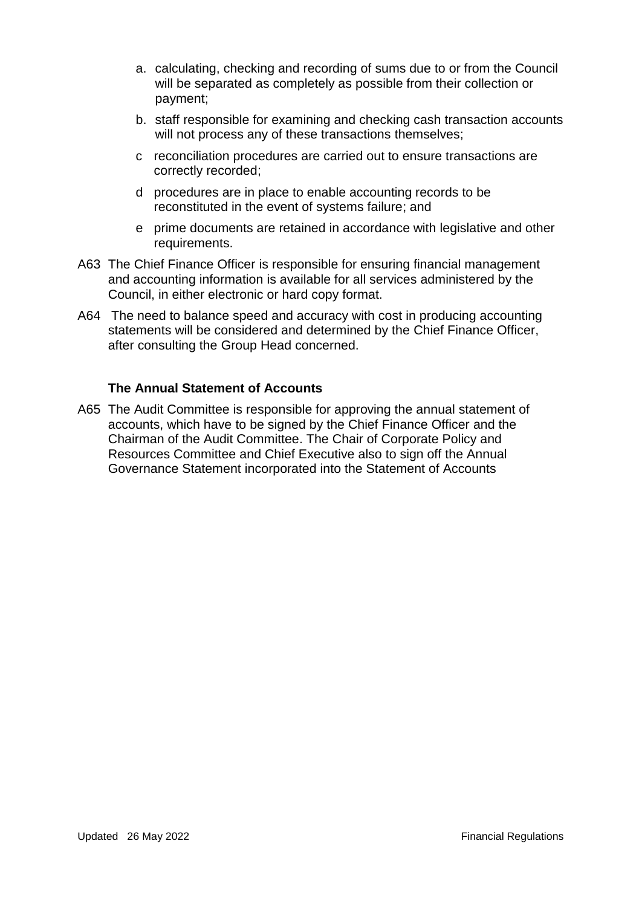a. calculating, checking and recording of sums due to or from the Council will be separated as completely as possible from their collection or payment;

b. staff responsible for examining and checking cash transaction accounts will not process any of these transactions themselves;

c reconciliation procedures are carried out to ensure transactions are correctly recorded;

d procedures are in place to enable accounting records to be reconstituted in the event of systems failure; and

e prime documents are retained in accordance with legislative and other requirements.

A63 The Chief Finance Officer is responsible for ensuring financial management and accounting information is available for all services administered by the Council, in either electronic or hard copy format.

A64 The need to balance speed and accuracy with cost in producing accounting statements will be considered and determined by the Chief Finance Officer, after consulting the Group Head concerned.

**The Annual Statement of Accounts**

A65 The Audit Committee is responsible for approving the annual statement of accounts, which have to be signed by the Chief Finance Officer and the Chairman of the Audit Committee. The Chair of Corporate Policy and Resources Committee and Chief Executive also to sign off the Annual Governance Statement incorporated into the Statement of Accounts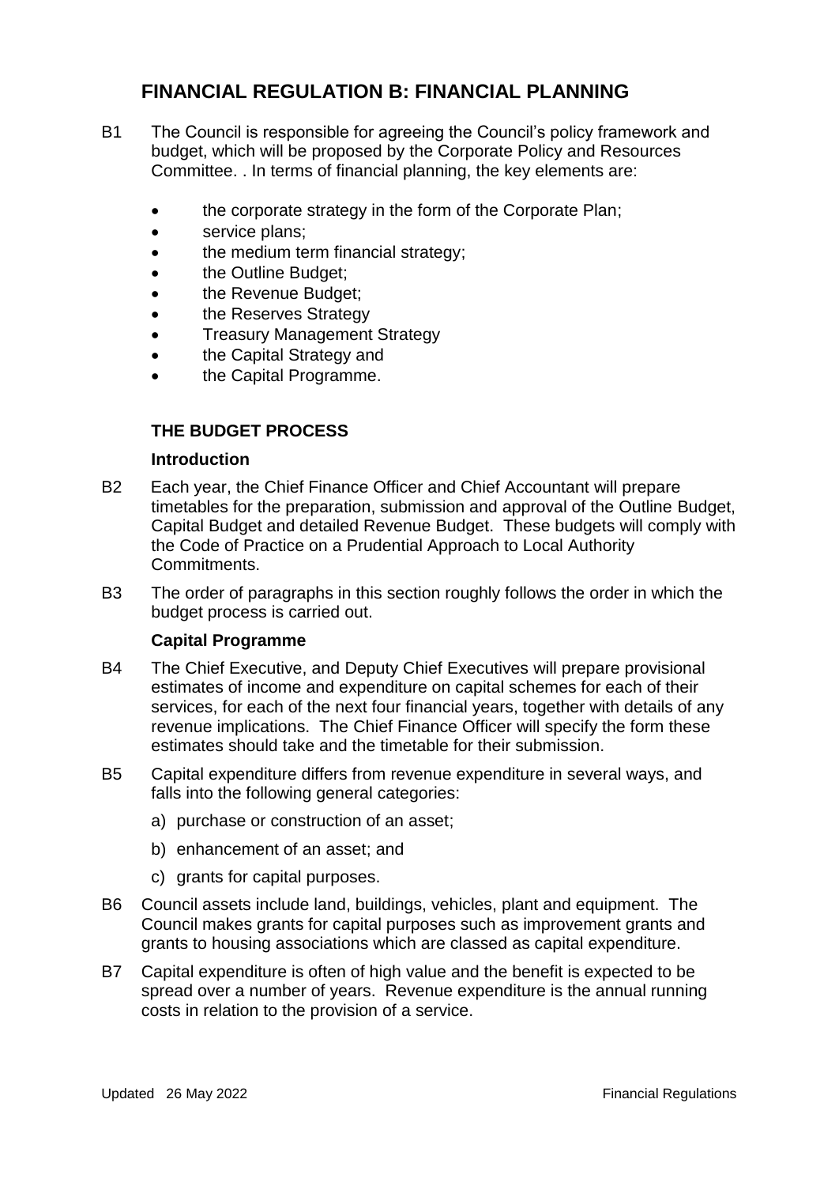# FINANCIAL REGULATION B: FINANCIAL PLANNING

B1 The Council is responsible for agreeing the Council's policy framework and budget, which will be proposed by the Corporate Policy and Resources Committee. . In terms of financial planning, the key elements are:

- the corporate strategy in the form of the Corporate Plan;
- service plans;
- the medium term financial strategy;
- the Outline Budget;
- the Revenue Budget;
- the Reserves Strategy
- Treasury Management Strategy
- the Capital Strategy and
- the Capital Programme.

## THE BUDGET PROCESS

### Introduction

B2 Each year, the Chief Finance Officer and Chief Accountant will prepare timetables for the preparation, submission and approval of the Outline Budget, Capital Budget and detailed Revenue Budget. These budgets will comply with the Code of Practice on a Prudential Approach to Local Authority Commitments.

B3 The order of paragraphs in this section roughly follows the order in which the budget process is carried out.

### Capital Programme

B4 The Chief Executive, and Deputy Chief Executives will prepare provisional estimates of income and expenditure on capital schemes for each of their services, for each of the next four financial years, together with details of any revenue implications. The Chief Finance Officer will specify the form these estimates should take and the timetable for their submission.

B5 Capital expenditure differs from revenue expenditure in several ways, and falls into the following general categories:

a) purchase or construction of an asset;

b) enhancement of an asset; and

c) grants for capital purposes.

B6 Council assets include land, buildings, vehicles, plant and equipment. The Council makes grants for capital purposes such as improvement grants and grants to housing associations which are classed as capital expenditure.

B7 Capital expenditure is often of high value and the benefit is expected to be spread over a number of years. Revenue expenditure is the annual running costs in relation to the provision of a service.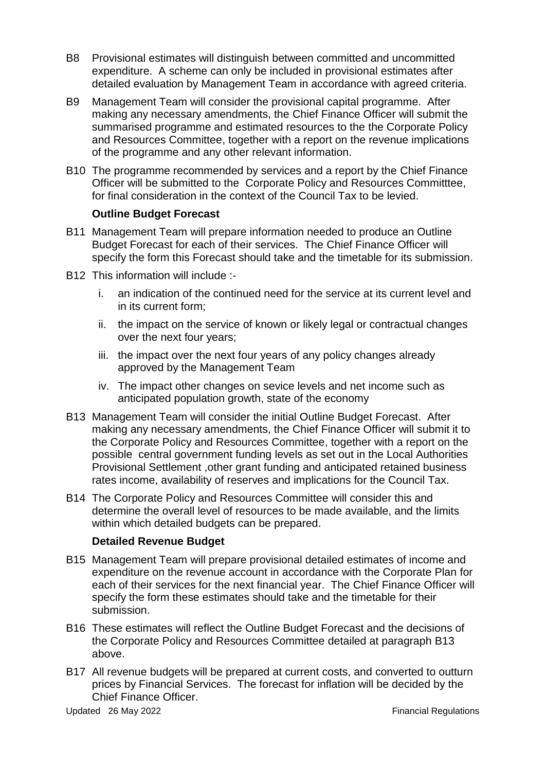B8 Provisional estimates will distinguish between committed and uncommitted expenditure. A scheme can only be included in provisional estimates after detailed evaluation by Management Team in accordance with agreed criteria.

B9 Management Team will consider the provisional capital programme. After making any necessary amendments, the Chief Finance Officer will submit the summarised programme and estimated resources to the the Corporate Policy and Resources Committee, together with a report on the revenue implications of the programme and any other relevant information.

B10 The programme recommended by services and a report by the Chief Finance Officer will be submitted to the Corporate Policy and Resources Committtee, for final consideration in the context of the Council Tax to be levied.

**Outline Budget Forecast**

B11 Management Team will prepare information needed to produce an Outline Budget Forecast for each of their services. The Chief Finance Officer will specify the form this Forecast should take and the timetable for its submission.

B12 This information will include :-

i. an indication of the continued need for the service at its current level and in its current form;

ii. the impact on the service of known or likely legal or contractual changes over the next four years;

iii. the impact over the next four years of any policy changes already approved by the Management Team

iv. The impact other changes on sevice levels and net income such as anticipated population growth, state of the economy

B13 Management Team will consider the initial Outline Budget Forecast. After making any necessary amendments, the Chief Finance Officer will submit it to the Corporate Policy and Resources Committee, together with a report on the possible central government funding levels as set out in the Local Authorities Provisional Settlement ,other grant funding and anticipated retained business rates income, availability of reserves and implications for the Council Tax.

B14 The Corporate Policy and Resources Committee will consider this and determine the overall level of resources to be made available, and the limits within which detailed budgets can be prepared.

**Detailed Revenue Budget**

B15 Management Team will prepare provisional detailed estimates of income and expenditure on the revenue account in accordance with the Corporate Plan for each of their services for the next financial year. The Chief Finance Officer will specify the form these estimates should take and the timetable for their submission.

B16 These estimates will reflect the Outline Budget Forecast and the decisions of the Corporate Policy and Resources Committee detailed at paragraph B13 above.

B17 All revenue budgets will be prepared at current costs, and converted to outturn prices by Financial Services. The forecast for inflation will be decided by the Chief Finance Officer.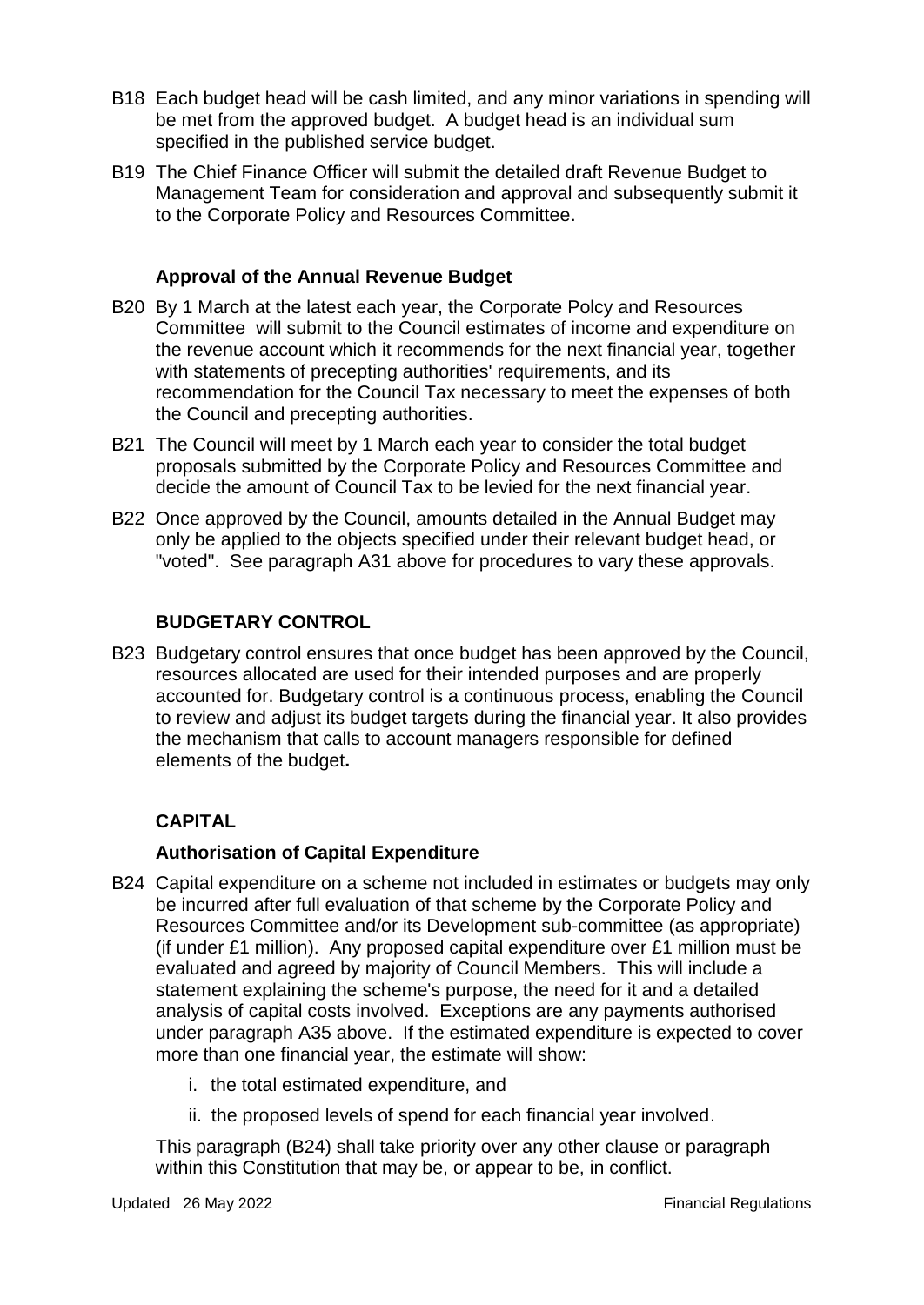B18 Each budget head will be cash limited, and any minor variations in spending will be met from the approved budget. A budget head is an individual sum specified in the published service budget.

B19 The Chief Finance Officer will submit the detailed draft Revenue Budget to Management Team for consideration and approval and subsequently submit it to the Corporate Policy and Resources Committee.

### Approval of the Annual Revenue Budget

B20 By 1 March at the latest each year, the Corporate Polcy and Resources Committee will submit to the Council estimates of income and expenditure on the revenue account which it recommends for the next financial year, together with statements of precepting authorities' requirements, and its recommendation for the Council Tax necessary to meet the expenses of both the Council and precepting authorities.

B21 The Council will meet by 1 March each year to consider the total budget proposals submitted by the Corporate Policy and Resources Committee and decide the amount of Council Tax to be levied for the next financial year.

B22 Once approved by the Council, amounts detailed in the Annual Budget may only be applied to the objects specified under their relevant budget head, or "voted". See paragraph A31 above for procedures to vary these approvals.

## BUDGETARY CONTROL

B23 Budgetary control ensures that once budget has been approved by the Council, resources allocated are used for their intended purposes and are properly accounted for. Budgetary control is a continuous process, enabling the Council to review and adjust its budget targets during the financial year. It also provides the mechanism that calls to account managers responsible for defined elements of the budget**.**

## CAPITAL

### Authorisation of Capital Expenditure

B24 Capital expenditure on a scheme not included in estimates or budgets may only be incurred after full evaluation of that scheme by the Corporate Policy and Resources Committee and/or its Development sub-committee (as appropriate) (if under £1 million). Any proposed capital expenditure over £1 million must be evaluated and agreed by majority of Council Members. This will include a statement explaining the scheme's purpose, the need for it and a detailed analysis of capital costs involved. Exceptions are any payments authorised under paragraph A35 above. If the estimated expenditure is expected to cover more than one financial year, the estimate will show:

i. the total estimated expenditure, and

ii. the proposed levels of spend for each financial year involved.

This paragraph (B24) shall take priority over any other clause or paragraph within this Constitution that may be, or appear to be, in conflict.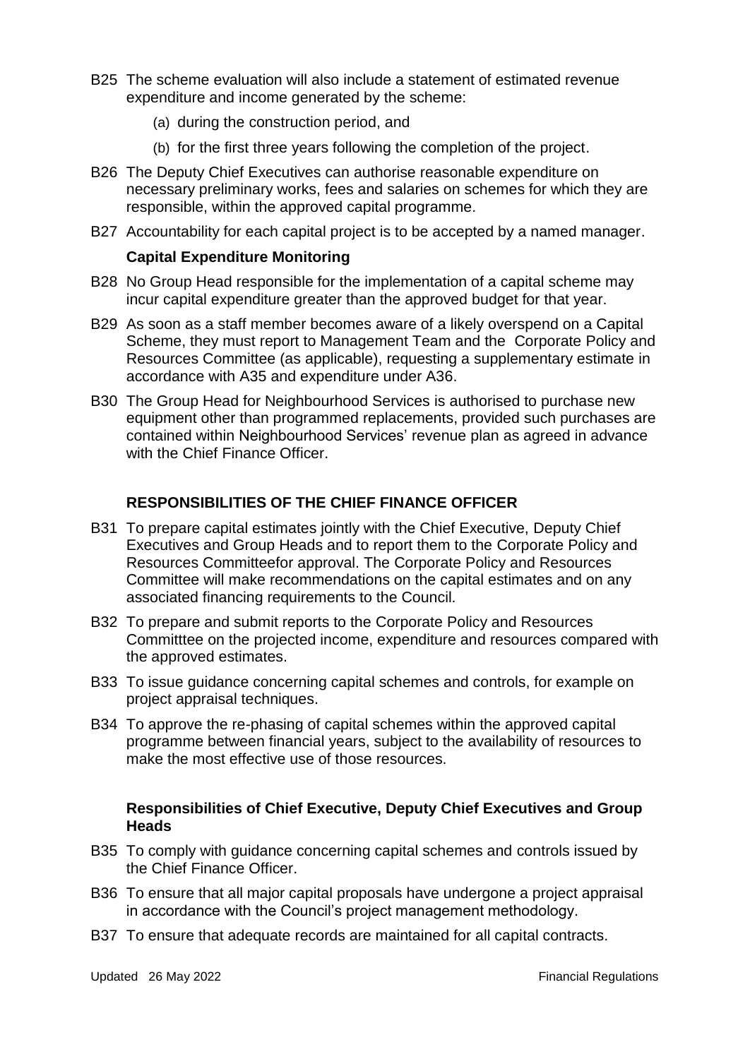B25 The scheme evaluation will also include a statement of estimated revenue expenditure and income generated by the scheme:

(a) during the construction period, and

(b) for the first three years following the completion of the project.

B26 The Deputy Chief Executives can authorise reasonable expenditure on necessary preliminary works, fees and salaries on schemes for which they are responsible, within the approved capital programme.

B27 Accountability for each capital project is to be accepted by a named manager.

**Capital Expenditure Monitoring**

B28 No Group Head responsible for the implementation of a capital scheme may incur capital expenditure greater than the approved budget for that year.

B29 As soon as a staff member becomes aware of a likely overspend on a Capital Scheme, they must report to Management Team and the Corporate Policy and Resources Committee (as applicable), requesting a supplementary estimate in accordance with A35 and expenditure under A36.

B30 The Group Head for Neighbourhood Services is authorised to purchase new equipment other than programmed replacements, provided such purchases are contained within Neighbourhood Services' revenue plan as agreed in advance with the Chief Finance Officer.

## RESPONSIBILITIES OF THE CHIEF FINANCE OFFICER

B31 To prepare capital estimates jointly with the Chief Executive, Deputy Chief Executives and Group Heads and to report them to the Corporate Policy and Resources Committeefor approval. The Corporate Policy and Resources Committee will make recommendations on the capital estimates and on any associated financing requirements to the Council.

B32 To prepare and submit reports to the Corporate Policy and Resources Committtee on the projected income, expenditure and resources compared with the approved estimates.

B33 To issue guidance concerning capital schemes and controls, for example on project appraisal techniques.

B34 To approve the re-phasing of capital schemes within the approved capital programme between financial years, subject to the availability of resources to make the most effective use of those resources.

**Responsibilities of Chief Executive, Deputy Chief Executives and Group Heads**

B35 To comply with guidance concerning capital schemes and controls issued by the Chief Finance Officer.

B36 To ensure that all major capital proposals have undergone a project appraisal in accordance with the Council's project management methodology.

B37 To ensure that adequate records are maintained for all capital contracts.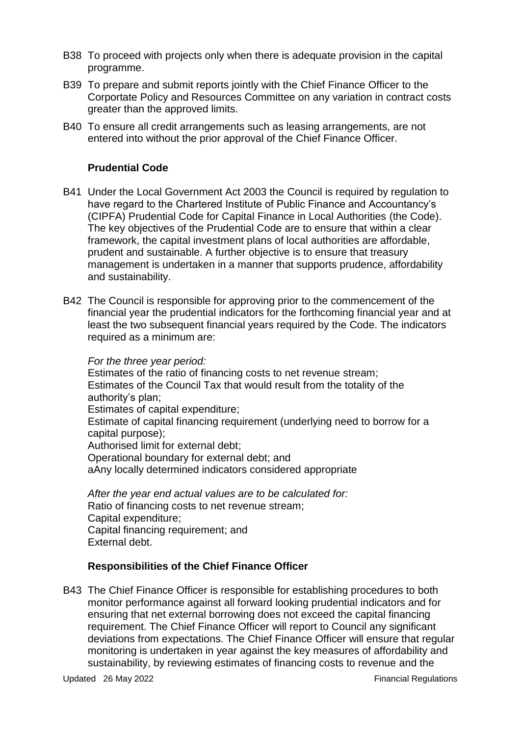B38 To proceed with projects only when there is adequate provision in the capital programme.

B39 To prepare and submit reports jointly with the Chief Finance Officer to the Corportate Policy and Resources Committee on any variation in contract costs greater than the approved limits.

B40 To ensure all credit arrangements such as leasing arrangements, are not entered into without the prior approval of the Chief Finance Officer.

### Prudential Code

B41 Under the Local Government Act 2003 the Council is required by regulation to have regard to the Chartered Institute of Public Finance and Accountancy's (CIPFA) Prudential Code for Capital Finance in Local Authorities (the Code). The key objectives of the Prudential Code are to ensure that within a clear framework, the capital investment plans of local authorities are affordable, prudent and sustainable. A further objective is to ensure that treasury management is undertaken in a manner that supports prudence, affordability and sustainability.

B42 The Council is responsible for approving prior to the commencement of the financial year the prudential indicators for the forthcoming financial year and at least the two subsequent financial years required by the Code. The indicators required as a minimum are:

*For the three year period:*
Estimates of the ratio of financing costs to net revenue stream;
Estimates of the Council Tax that would result from the totality of the authority's plan;
Estimates of capital expenditure;
Estimate of capital financing requirement (underlying need to borrow for a capital purpose);
Authorised limit for external debt;
Operational boundary for external debt; and
aAny locally determined indicators considered appropriate

*After the year end actual values are to be calculated for:*
Ratio of financing costs to net revenue stream;
Capital expenditure;
Capital financing requirement; and
External debt.

### Responsibilities of the Chief Finance Officer

B43 The Chief Finance Officer is responsible for establishing procedures to both monitor performance against all forward looking prudential indicators and for ensuring that net external borrowing does not exceed the capital financing requirement. The Chief Finance Officer will report to Council any significant deviations from expectations. The Chief Finance Officer will ensure that regular monitoring is undertaken in year against the key measures of affordability and sustainability, by reviewing estimates of financing costs to revenue and the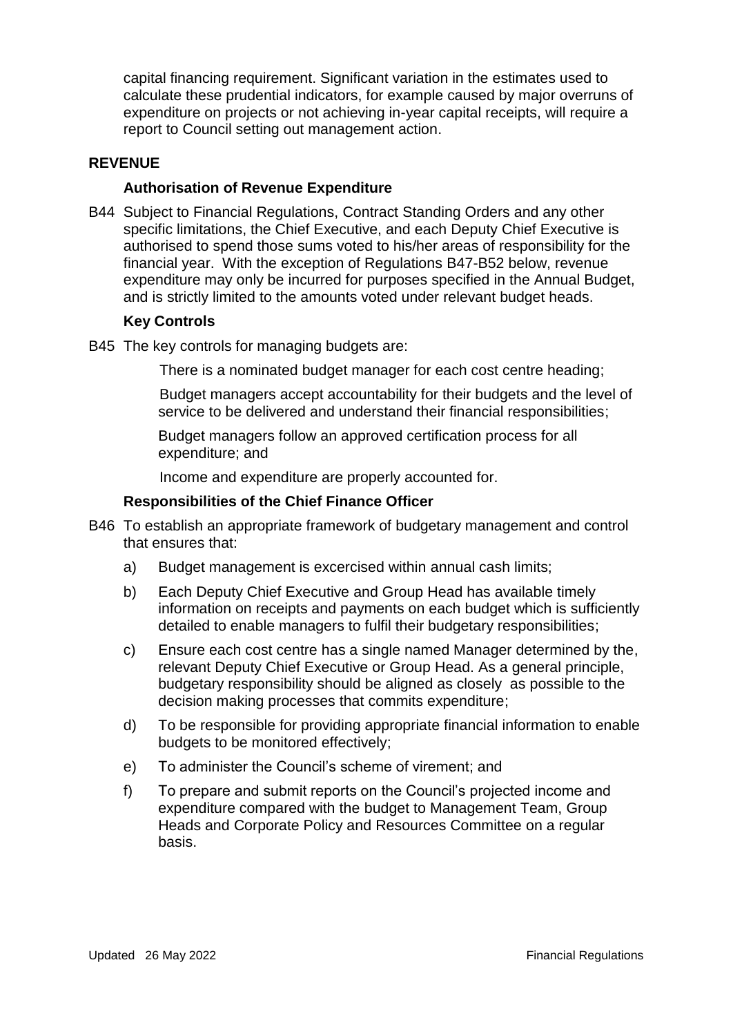capital financing requirement. Significant variation in the estimates used to calculate these prudential indicators, for example caused by major overruns of expenditure on projects or not achieving in-year capital receipts, will require a report to Council setting out management action.

## REVENUE

### Authorisation of Revenue Expenditure

B44 Subject to Financial Regulations, Contract Standing Orders and any other specific limitations, the Chief Executive, and each Deputy Chief Executive is authorised to spend those sums voted to his/her areas of responsibility for the financial year. With the exception of Regulations B47-B52 below, revenue expenditure may only be incurred for purposes specified in the Annual Budget, and is strictly limited to the amounts voted under relevant budget heads.

### Key Controls

B45 The key controls for managing budgets are:

- There is a nominated budget manager for each cost centre heading;
- Budget managers accept accountability for their budgets and the level of service to be delivered and understand their financial responsibilities;
- Budget managers follow an approved certification process for all expenditure; and
- Income and expenditure are properly accounted for.

### Responsibilities of the Chief Finance Officer

B46 To establish an appropriate framework of budgetary management and control that ensures that:

a) Budget management is excercised within annual cash limits;

b) Each Deputy Chief Executive and Group Head has available timely information on receipts and payments on each budget which is sufficiently detailed to enable managers to fulfil their budgetary responsibilities;

c) Ensure each cost centre has a single named Manager determined by the, relevant Deputy Chief Executive or Group Head. As a general principle, budgetary responsibility should be aligned as closely as possible to the decision making processes that commits expenditure;

d) To be responsible for providing appropriate financial information to enable budgets to be monitored effectively;

e) To administer the Council's scheme of virement; and

f) To prepare and submit reports on the Council's projected income and expenditure compared with the budget to Management Team, Group Heads and Corporate Policy and Resources Committee on a regular basis.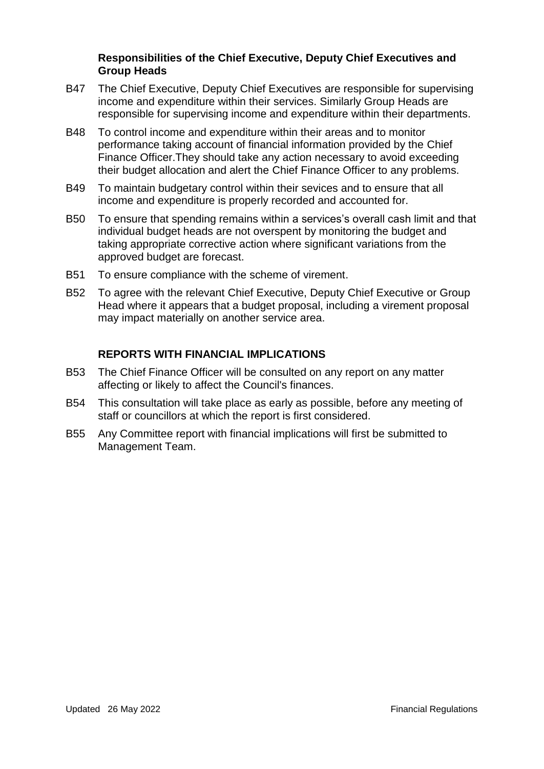### Responsibilities of the Chief Executive, Deputy Chief Executives and Group Heads

B47 The Chief Executive, Deputy Chief Executives are responsible for supervising income and expenditure within their services. Similarly Group Heads are responsible for supervising income and expenditure within their departments.

B48 To control income and expenditure within their areas and to monitor performance taking account of financial information provided by the Chief Finance Officer.They should take any action necessary to avoid exceeding their budget allocation and alert the Chief Finance Officer to any problems.

B49 To maintain budgetary control within their sevices and to ensure that all income and expenditure is properly recorded and accounted for.

B50 To ensure that spending remains within a services's overall cash limit and that individual budget heads are not overspent by monitoring the budget and taking appropriate corrective action where significant variations from the approved budget are forecast.

B51 To ensure compliance with the scheme of virement.

B52 To agree with the relevant Chief Executive, Deputy Chief Executive or Group Head where it appears that a budget proposal, including a virement proposal may impact materially on another service area.

### REPORTS WITH FINANCIAL IMPLICATIONS

B53 The Chief Finance Officer will be consulted on any report on any matter affecting or likely to affect the Council's finances.

B54 This consultation will take place as early as possible, before any meeting of staff or councillors at which the report is first considered.

B55 Any Committee report with financial implications will first be submitted to Management Team.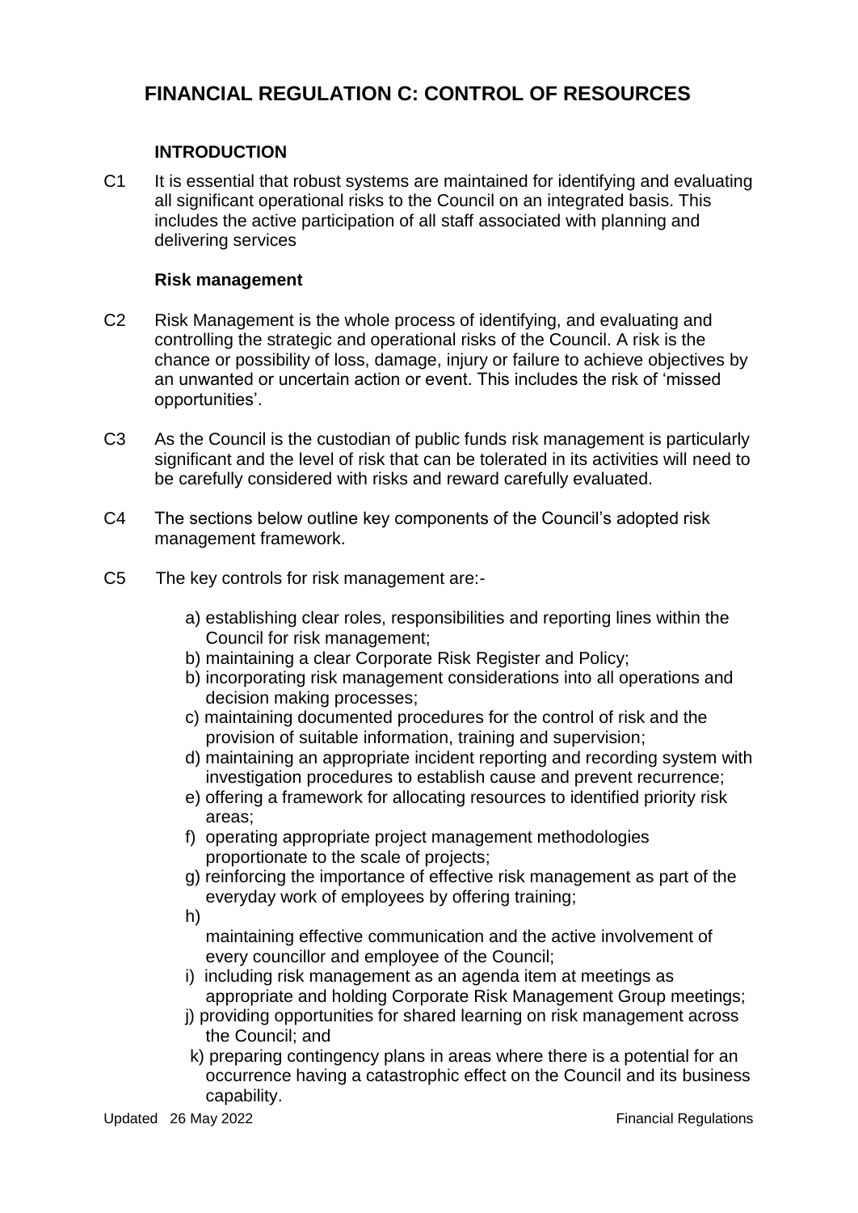# FINANCIAL REGULATION C: CONTROL OF RESOURCES

### INTRODUCTION

C1 It is essential that robust systems are maintained for identifying and evaluating all significant operational risks to the Council on an integrated basis. This includes the active participation of all staff associated with planning and delivering services

### Risk management

C2 Risk Management is the whole process of identifying, and evaluating and controlling the strategic and operational risks of the Council. A risk is the chance or possibility of loss, damage, injury or failure to achieve objectives by an unwanted or uncertain action or event. This includes the risk of 'missed opportunities'.

C3 As the Council is the custodian of public funds risk management is particularly significant and the level of risk that can be tolerated in its activities will need to be carefully considered with risks and reward carefully evaluated.

C4 The sections below outline key components of the Council's adopted risk management framework.

C5 The key controls for risk management are:-

a) establishing clear roles, responsibilities and reporting lines within the Council for risk management;
b) maintaining a clear Corporate Risk Register and Policy;
b) incorporating risk management considerations into all operations and decision making processes;
c) maintaining documented procedures for the control of risk and the provision of suitable information, training and supervision;
d) maintaining an appropriate incident reporting and recording system with investigation procedures to establish cause and prevent recurrence;
e) offering a framework for allocating resources to identified priority risk areas;
f) operating appropriate project management methodologies proportionate to the scale of projects;
g) reinforcing the importance of effective risk management as part of the everyday work of employees by offering training;
h) maintaining effective communication and the active involvement of every councillor and employee of the Council;
i) including risk management as an agenda item at meetings as appropriate and holding Corporate Risk Management Group meetings;
j) providing opportunities for shared learning on risk management across the Council; and
k) preparing contingency plans in areas where there is a potential for an occurrence having a catastrophic effect on the Council and its business capability.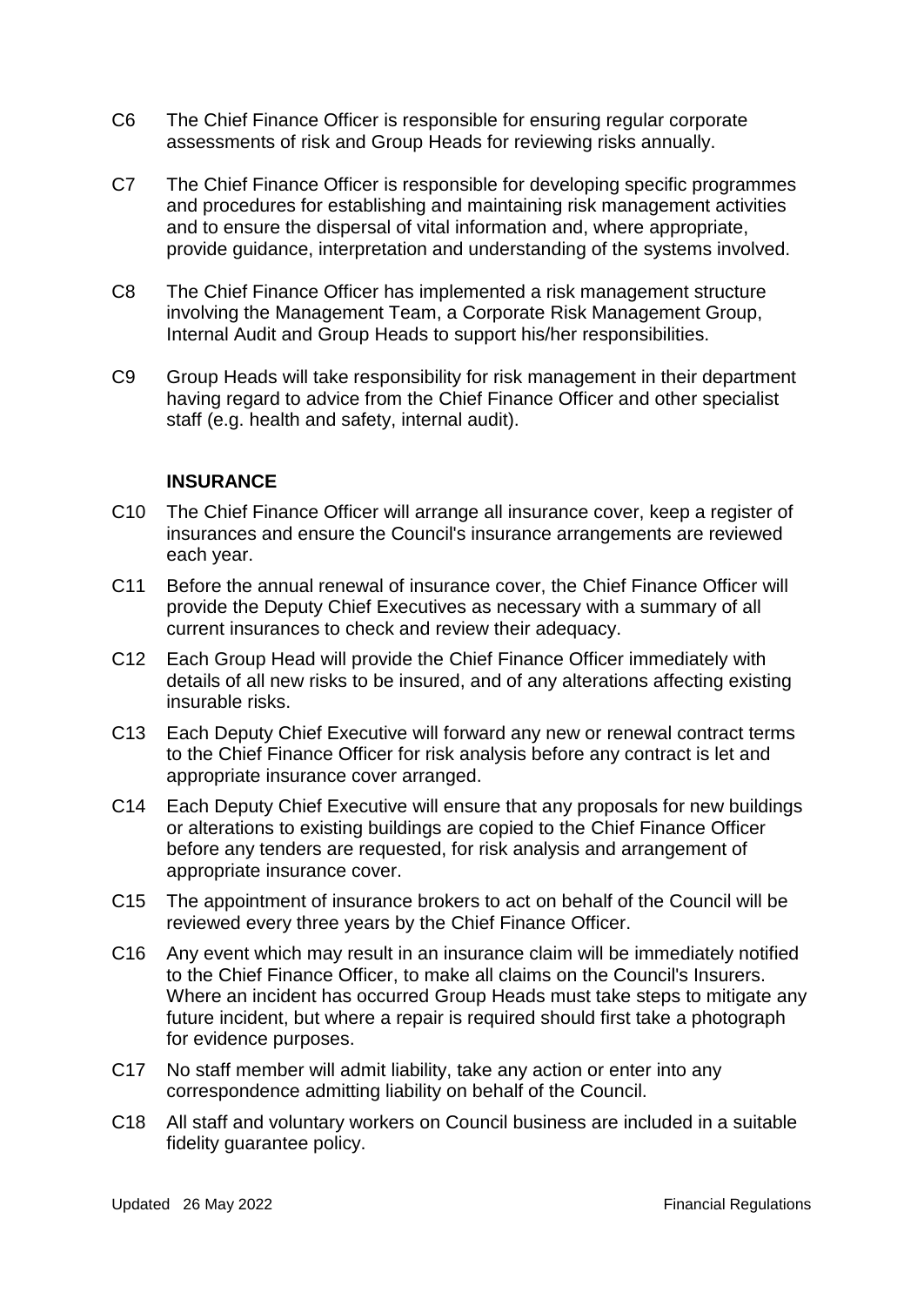C6 The Chief Finance Officer is responsible for ensuring regular corporate assessments of risk and Group Heads for reviewing risks annually.

C7 The Chief Finance Officer is responsible for developing specific programmes and procedures for establishing and maintaining risk management activities and to ensure the dispersal of vital information and, where appropriate, provide guidance, interpretation and understanding of the systems involved.

C8 The Chief Finance Officer has implemented a risk management structure involving the Management Team, a Corporate Risk Management Group, Internal Audit and Group Heads to support his/her responsibilities.

C9 Group Heads will take responsibility for risk management in their department having regard to advice from the Chief Finance Officer and other specialist staff (e.g. health and safety, internal audit).

**INSURANCE**

C10 The Chief Finance Officer will arrange all insurance cover, keep a register of insurances and ensure the Council's insurance arrangements are reviewed each year.

C11 Before the annual renewal of insurance cover, the Chief Finance Officer will provide the Deputy Chief Executives as necessary with a summary of all current insurances to check and review their adequacy.

C12 Each Group Head will provide the Chief Finance Officer immediately with details of all new risks to be insured, and of any alterations affecting existing insurable risks.

C13 Each Deputy Chief Executive will forward any new or renewal contract terms to the Chief Finance Officer for risk analysis before any contract is let and appropriate insurance cover arranged.

C14 Each Deputy Chief Executive will ensure that any proposals for new buildings or alterations to existing buildings are copied to the Chief Finance Officer before any tenders are requested, for risk analysis and arrangement of appropriate insurance cover.

C15 The appointment of insurance brokers to act on behalf of the Council will be reviewed every three years by the Chief Finance Officer.

C16 Any event which may result in an insurance claim will be immediately notified to the Chief Finance Officer, to make all claims on the Council's Insurers. Where an incident has occurred Group Heads must take steps to mitigate any future incident, but where a repair is required should first take a photograph for evidence purposes.

C17 No staff member will admit liability, take any action or enter into any correspondence admitting liability on behalf of the Council.

C18 All staff and voluntary workers on Council business are included in a suitable fidelity guarantee policy.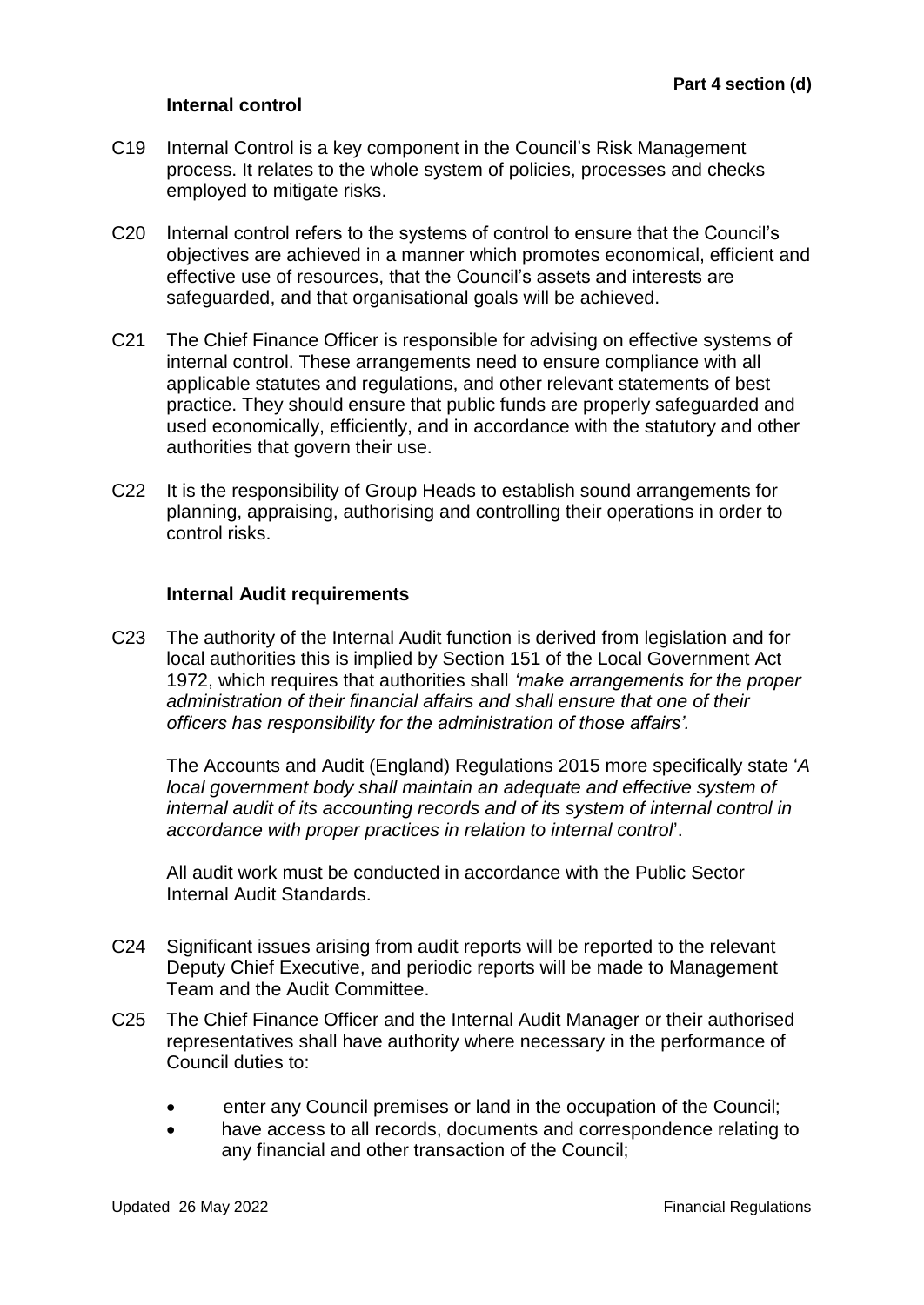### Internal control

C19 Internal Control is a key component in the Council's Risk Management process. It relates to the whole system of policies, processes and checks employed to mitigate risks.

C20 Internal control refers to the systems of control to ensure that the Council's objectives are achieved in a manner which promotes economical, efficient and effective use of resources, that the Council's assets and interests are safeguarded, and that organisational goals will be achieved.

C21 The Chief Finance Officer is responsible for advising on effective systems of internal control. These arrangements need to ensure compliance with all applicable statutes and regulations, and other relevant statements of best practice. They should ensure that public funds are properly safeguarded and used economically, efficiently, and in accordance with the statutory and other authorities that govern their use.

C22 It is the responsibility of Group Heads to establish sound arrangements for planning, appraising, authorising and controlling their operations in order to control risks.

### Internal Audit requirements

C23 The authority of the Internal Audit function is derived from legislation and for local authorities this is implied by Section 151 of the Local Government Act 1972, which requires that authorities shall *'make arrangements for the proper administration of their financial affairs and shall ensure that one of their officers has responsibility for the administration of those affairs'.*

The Accounts and Audit (England) Regulations 2015 more specifically state '*A local government body shall maintain an adequate and effective system of internal audit of its accounting records and of its system of internal control in accordance with proper practices in relation to internal control*'.

All audit work must be conducted in accordance with the Public Sector Internal Audit Standards.

C24 Significant issues arising from audit reports will be reported to the relevant Deputy Chief Executive, and periodic reports will be made to Management Team and the Audit Committee.

C25 The Chief Finance Officer and the Internal Audit Manager or their authorised representatives shall have authority where necessary in the performance of Council duties to:

- enter any Council premises or land in the occupation of the Council;
- have access to all records, documents and correspondence relating to any financial and other transaction of the Council;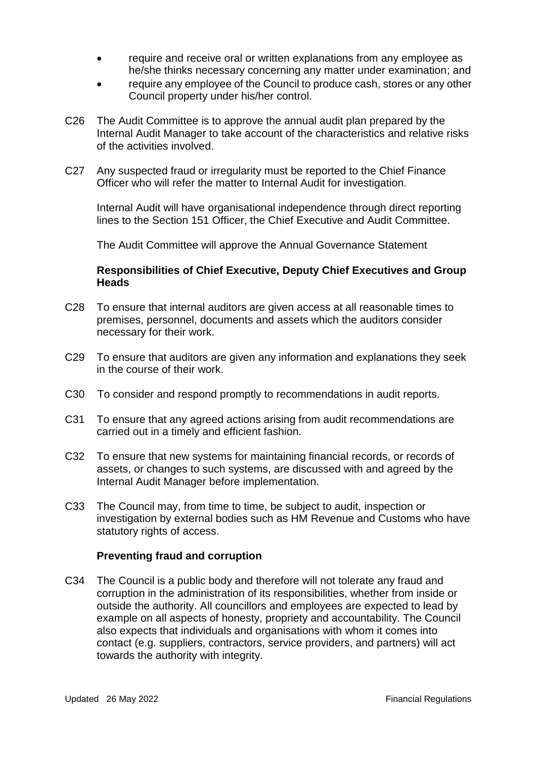- require and receive oral or written explanations from any employee as he/she thinks necessary concerning any matter under examination; and
- require any employee of the Council to produce cash, stores or any other Council property under his/her control.

C26 The Audit Committee is to approve the annual audit plan prepared by the Internal Audit Manager to take account of the characteristics and relative risks of the activities involved.

C27 Any suspected fraud or irregularity must be reported to the Chief Finance Officer who will refer the matter to Internal Audit for investigation.

Internal Audit will have organisational independence through direct reporting lines to the Section 151 Officer, the Chief Executive and Audit Committee.

The Audit Committee will approve the Annual Governance Statement

**Responsibilities of Chief Executive, Deputy Chief Executives and Group Heads**

C28 To ensure that internal auditors are given access at all reasonable times to premises, personnel, documents and assets which the auditors consider necessary for their work.

C29 To ensure that auditors are given any information and explanations they seek in the course of their work.

C30 To consider and respond promptly to recommendations in audit reports.

C31 To ensure that any agreed actions arising from audit recommendations are carried out in a timely and efficient fashion.

C32 To ensure that new systems for maintaining financial records, or records of assets, or changes to such systems, are discussed with and agreed by the Internal Audit Manager before implementation.

C33 The Council may, from time to time, be subject to audit, inspection or investigation by external bodies such as HM Revenue and Customs who have statutory rights of access.

**Preventing fraud and corruption**

C34 The Council is a public body and therefore will not tolerate any fraud and corruption in the administration of its responsibilities, whether from inside or outside the authority. All councillors and employees are expected to lead by example on all aspects of honesty, propriety and accountability. The Council also expects that individuals and organisations with whom it comes into contact (e.g. suppliers, contractors, service providers, and partners) will act towards the authority with integrity.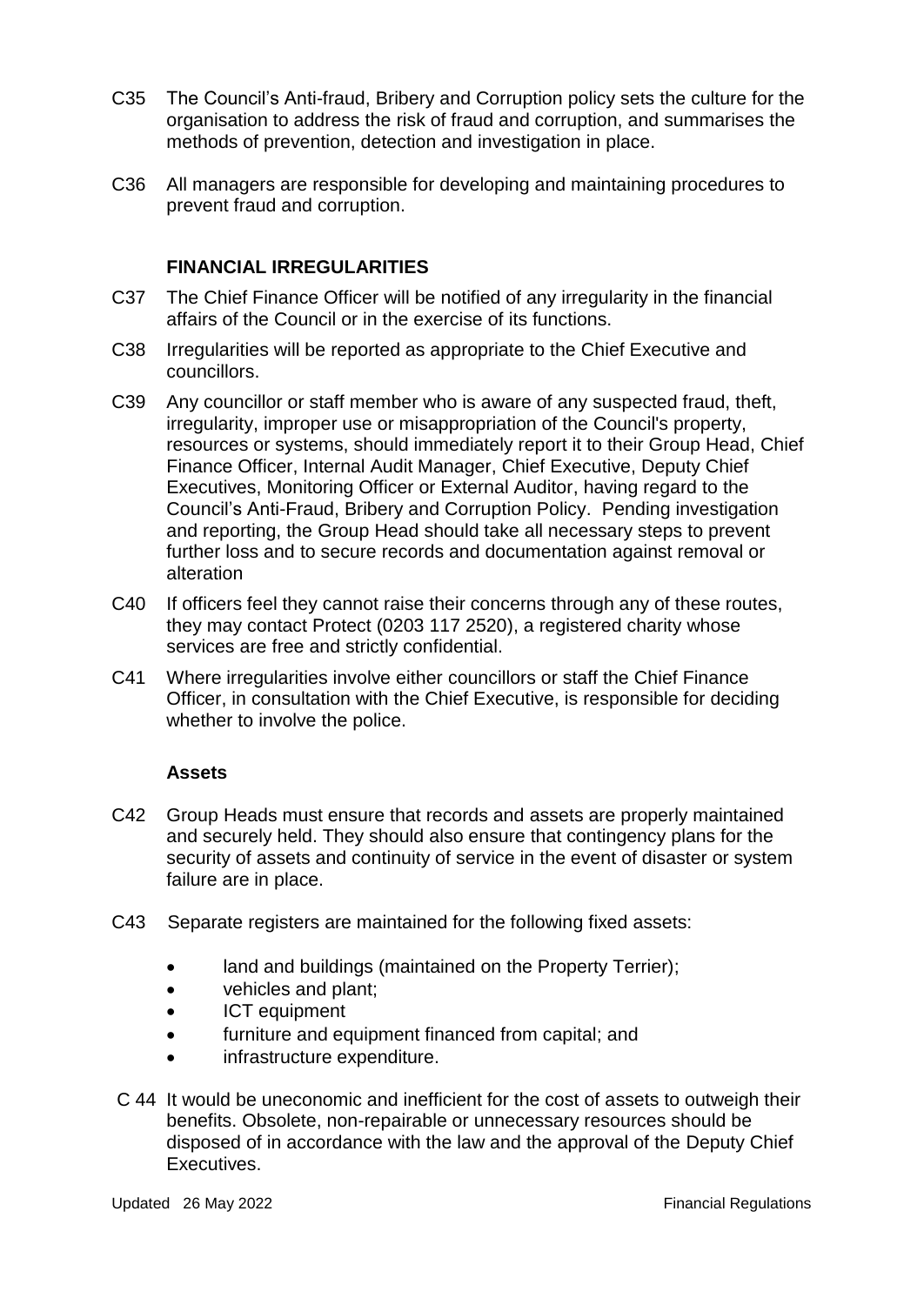C35 The Council's Anti-fraud, Bribery and Corruption policy sets the culture for the organisation to address the risk of fraud and corruption, and summarises the methods of prevention, detection and investigation in place.

C36 All managers are responsible for developing and maintaining procedures to prevent fraud and corruption.

### FINANCIAL IRREGULARITIES

C37 The Chief Finance Officer will be notified of any irregularity in the financial affairs of the Council or in the exercise of its functions.

C38 Irregularities will be reported as appropriate to the Chief Executive and councillors.

C39 Any councillor or staff member who is aware of any suspected fraud, theft, irregularity, improper use or misappropriation of the Council's property, resources or systems, should immediately report it to their Group Head, Chief Finance Officer, Internal Audit Manager, Chief Executive, Deputy Chief Executives, Monitoring Officer or External Auditor, having regard to the Council's Anti-Fraud, Bribery and Corruption Policy. Pending investigation and reporting, the Group Head should take all necessary steps to prevent further loss and to secure records and documentation against removal or alteration

C40 If officers feel they cannot raise their concerns through any of these routes, they may contact Protect (0203 117 2520), a registered charity whose services are free and strictly confidential.

C41 Where irregularities involve either councillors or staff the Chief Finance Officer, in consultation with the Chief Executive, is responsible for deciding whether to involve the police.

### Assets

C42 Group Heads must ensure that records and assets are properly maintained and securely held. They should also ensure that contingency plans for the security of assets and continuity of service in the event of disaster or system failure are in place.

C43 Separate registers are maintained for the following fixed assets:

- land and buildings (maintained on the Property Terrier);
- vehicles and plant;
- ICT equipment
- furniture and equipment financed from capital; and
- infrastructure expenditure.

C 44 It would be uneconomic and inefficient for the cost of assets to outweigh their benefits. Obsolete, non-repairable or unnecessary resources should be disposed of in accordance with the law and the approval of the Deputy Chief Executives.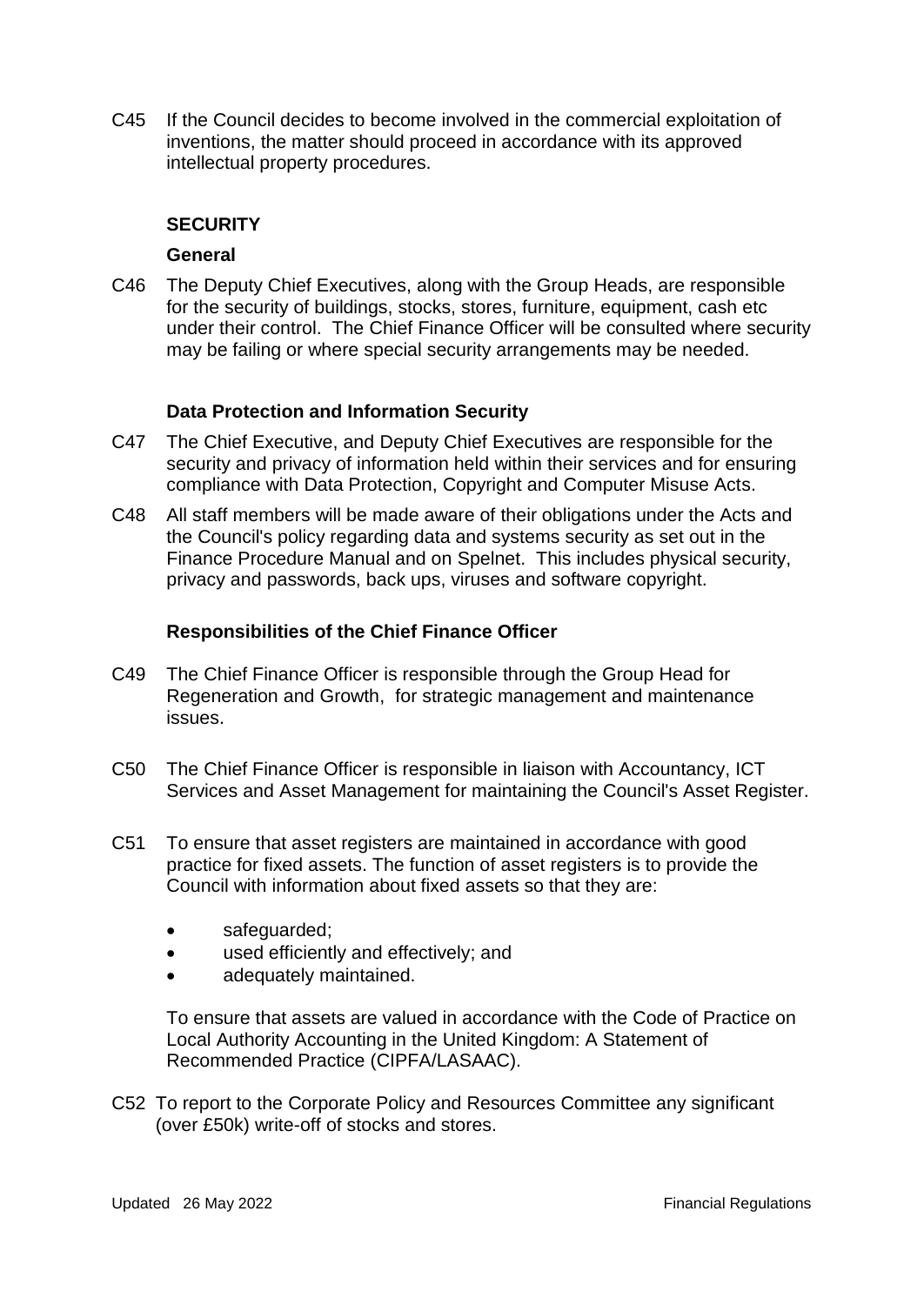C45 If the Council decides to become involved in the commercial exploitation of inventions, the matter should proceed in accordance with its approved intellectual property procedures.

## SECURITY

### General

C46 The Deputy Chief Executives, along with the Group Heads, are responsible for the security of buildings, stocks, stores, furniture, equipment, cash etc under their control. The Chief Finance Officer will be consulted where security may be failing or where special security arrangements may be needed.

### Data Protection and Information Security

C47 The Chief Executive, and Deputy Chief Executives are responsible for the security and privacy of information held within their services and for ensuring compliance with Data Protection, Copyright and Computer Misuse Acts.

C48 All staff members will be made aware of their obligations under the Acts and the Council's policy regarding data and systems security as set out in the Finance Procedure Manual and on Spelnet. This includes physical security, privacy and passwords, back ups, viruses and software copyright.

### Responsibilities of the Chief Finance Officer

C49 The Chief Finance Officer is responsible through the Group Head for Regeneration and Growth, for strategic management and maintenance issues.

C50 The Chief Finance Officer is responsible in liaison with Accountancy, ICT Services and Asset Management for maintaining the Council's Asset Register.

C51 To ensure that asset registers are maintained in accordance with good practice for fixed assets. The function of asset registers is to provide the Council with information about fixed assets so that they are:

- safeguarded;
- used efficiently and effectively; and
- adequately maintained.

To ensure that assets are valued in accordance with the Code of Practice on Local Authority Accounting in the United Kingdom: A Statement of Recommended Practice (CIPFA/LASAAC).

C52 To report to the Corporate Policy and Resources Committee any significant (over £50k) write-off of stocks and stores.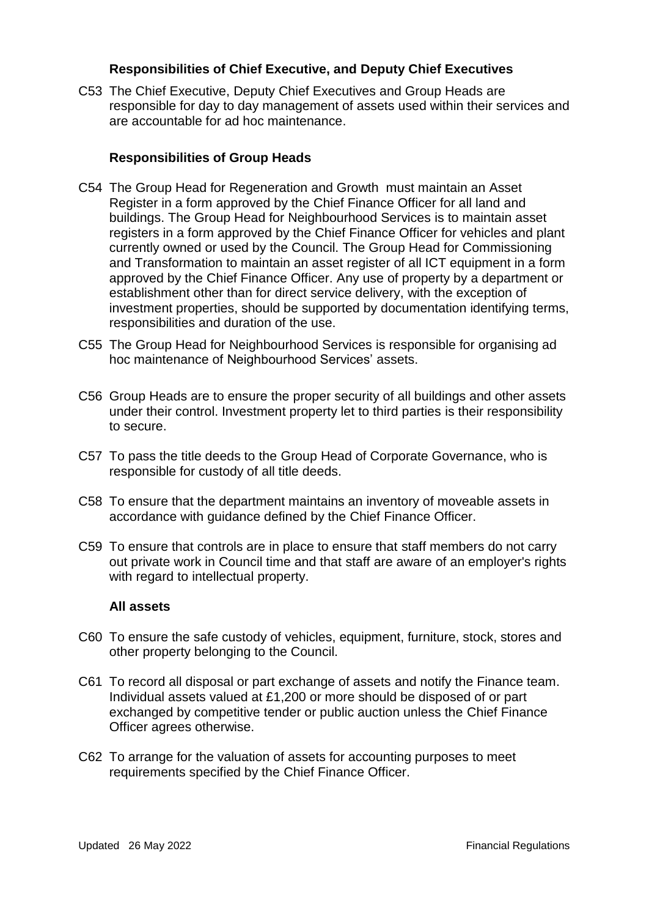### Responsibilities of Chief Executive, and Deputy Chief Executives

C53 The Chief Executive, Deputy Chief Executives and Group Heads are responsible for day to day management of assets used within their services and are accountable for ad hoc maintenance.

### Responsibilities of Group Heads

C54 The Group Head for Regeneration and Growth must maintain an Asset Register in a form approved by the Chief Finance Officer for all land and buildings. The Group Head for Neighbourhood Services is to maintain asset registers in a form approved by the Chief Finance Officer for vehicles and plant currently owned or used by the Council. The Group Head for Commissioning and Transformation to maintain an asset register of all ICT equipment in a form approved by the Chief Finance Officer. Any use of property by a department or establishment other than for direct service delivery, with the exception of investment properties, should be supported by documentation identifying terms, responsibilities and duration of the use.

C55 The Group Head for Neighbourhood Services is responsible for organising ad hoc maintenance of Neighbourhood Services' assets.

C56 Group Heads are to ensure the proper security of all buildings and other assets under their control. Investment property let to third parties is their responsibility to secure.

C57 To pass the title deeds to the Group Head of Corporate Governance, who is responsible for custody of all title deeds.

C58 To ensure that the department maintains an inventory of moveable assets in accordance with guidance defined by the Chief Finance Officer.

C59 To ensure that controls are in place to ensure that staff members do not carry out private work in Council time and that staff are aware of an employer's rights with regard to intellectual property.

### All assets

C60 To ensure the safe custody of vehicles, equipment, furniture, stock, stores and other property belonging to the Council.

C61 To record all disposal or part exchange of assets and notify the Finance team. Individual assets valued at £1,200 or more should be disposed of or part exchanged by competitive tender or public auction unless the Chief Finance Officer agrees otherwise.

C62 To arrange for the valuation of assets for accounting purposes to meet requirements specified by the Chief Finance Officer.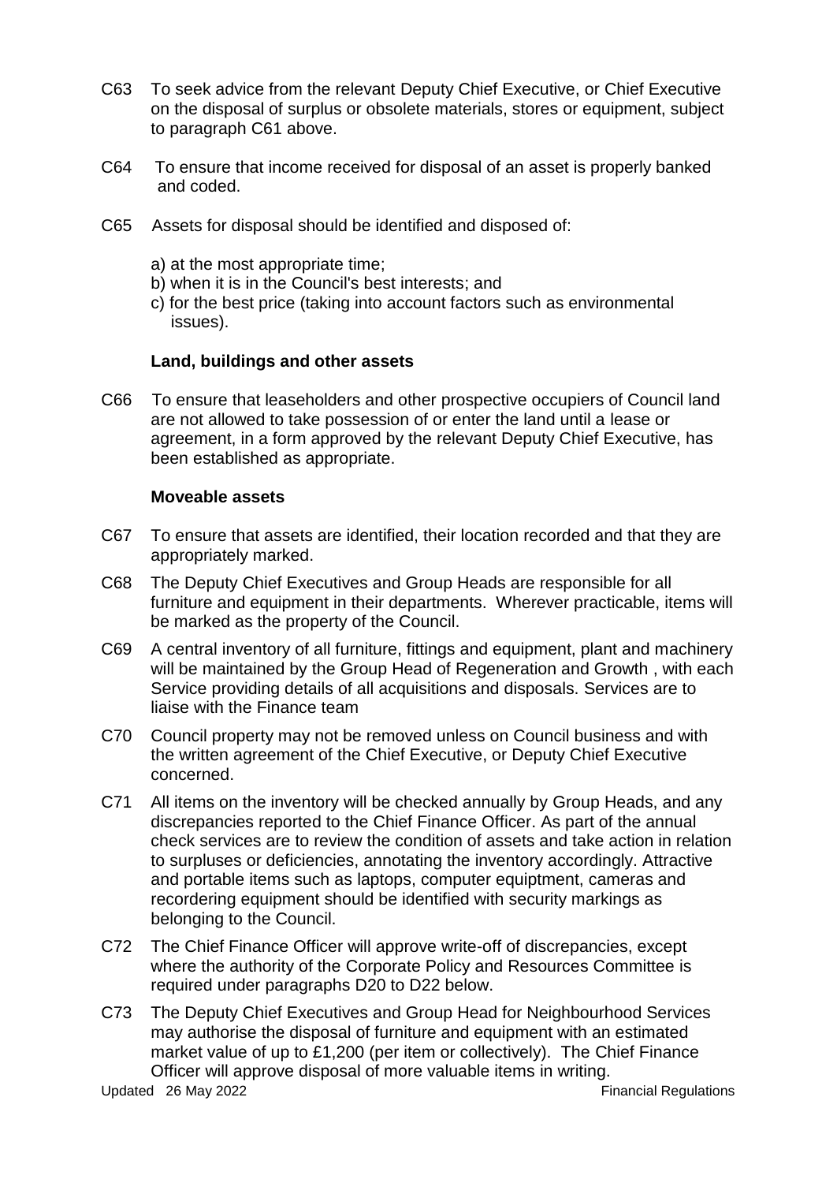C63 To seek advice from the relevant Deputy Chief Executive, or Chief Executive on the disposal of surplus or obsolete materials, stores or equipment, subject to paragraph C61 above.

C64 To ensure that income received for disposal of an asset is properly banked and coded.

C65 Assets for disposal should be identified and disposed of:

a) at the most appropriate time;
b) when it is in the Council's best interests; and
c) for the best price (taking into account factors such as environmental issues).

**Land, buildings and other assets**

C66 To ensure that leaseholders and other prospective occupiers of Council land are not allowed to take possession of or enter the land until a lease or agreement, in a form approved by the relevant Deputy Chief Executive, has been established as appropriate.

**Moveable assets**

C67 To ensure that assets are identified, their location recorded and that they are appropriately marked.

C68 The Deputy Chief Executives and Group Heads are responsible for all furniture and equipment in their departments. Wherever practicable, items will be marked as the property of the Council.

C69 A central inventory of all furniture, fittings and equipment, plant and machinery will be maintained by the Group Head of Regeneration and Growth , with each Service providing details of all acquisitions and disposals. Services are to liaise with the Finance team

C70 Council property may not be removed unless on Council business and with the written agreement of the Chief Executive, or Deputy Chief Executive concerned.

C71 All items on the inventory will be checked annually by Group Heads, and any discrepancies reported to the Chief Finance Officer. As part of the annual check services are to review the condition of assets and take action in relation to surpluses or deficiencies, annotating the inventory accordingly. Attractive and portable items such as laptops, computer equiptment, cameras and recordering equipment should be identified with security markings as belonging to the Council.

C72 The Chief Finance Officer will approve write-off of discrepancies, except where the authority of the Corporate Policy and Resources Committee is required under paragraphs D20 to D22 below.

C73 The Deputy Chief Executives and Group Head for Neighbourhood Services may authorise the disposal of furniture and equipment with an estimated market value of up to £1,200 (per item or collectively). The Chief Finance Officer will approve disposal of more valuable items in writing.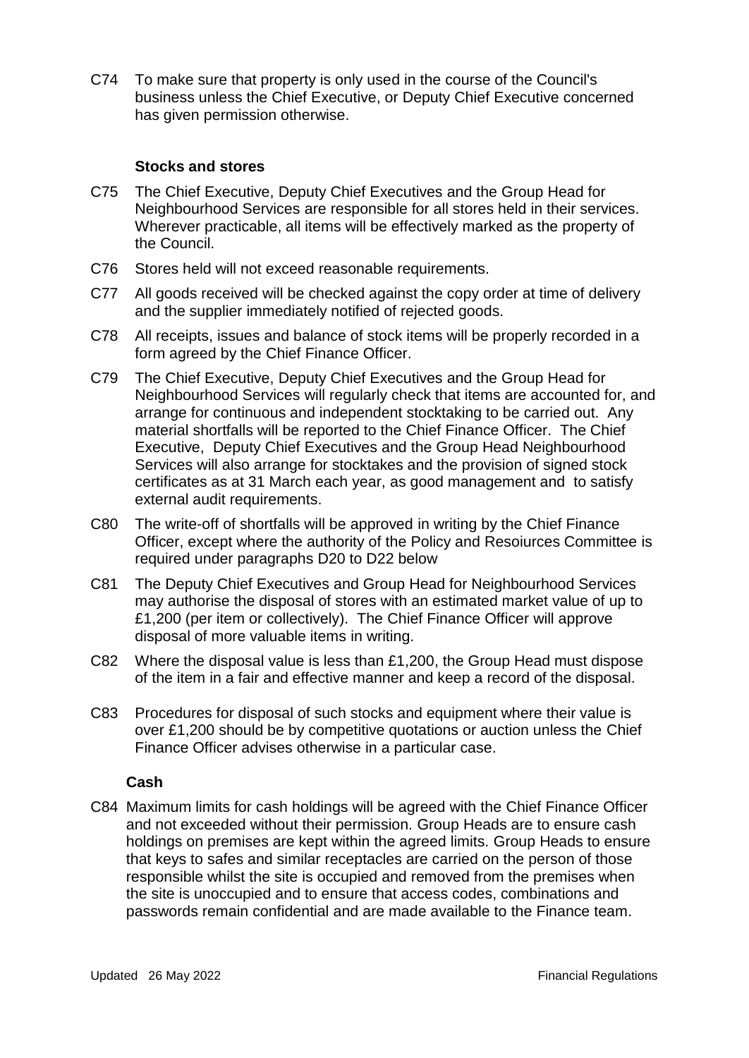C74 To make sure that property is only used in the course of the Council's business unless the Chief Executive, or Deputy Chief Executive concerned has given permission otherwise.

**Stocks and stores**

C75 The Chief Executive, Deputy Chief Executives and the Group Head for Neighbourhood Services are responsible for all stores held in their services. Wherever practicable, all items will be effectively marked as the property of the Council.

C76 Stores held will not exceed reasonable requirements.

C77 All goods received will be checked against the copy order at time of delivery and the supplier immediately notified of rejected goods.

C78 All receipts, issues and balance of stock items will be properly recorded in a form agreed by the Chief Finance Officer.

C79 The Chief Executive, Deputy Chief Executives and the Group Head for Neighbourhood Services will regularly check that items are accounted for, and arrange for continuous and independent stocktaking to be carried out. Any material shortfalls will be reported to the Chief Finance Officer. The Chief Executive, Deputy Chief Executives and the Group Head Neighbourhood Services will also arrange for stocktakes and the provision of signed stock certificates as at 31 March each year, as good management and to satisfy external audit requirements.

C80 The write-off of shortfalls will be approved in writing by the Chief Finance Officer, except where the authority of the Policy and Resoiurces Committee is required under paragraphs D20 to D22 below

C81 The Deputy Chief Executives and Group Head for Neighbourhood Services may authorise the disposal of stores with an estimated market value of up to £1,200 (per item or collectively). The Chief Finance Officer will approve disposal of more valuable items in writing.

C82 Where the disposal value is less than £1,200, the Group Head must dispose of the item in a fair and effective manner and keep a record of the disposal.

C83 Procedures for disposal of such stocks and equipment where their value is over £1,200 should be by competitive quotations or auction unless the Chief Finance Officer advises otherwise in a particular case.

**Cash**

C84 Maximum limits for cash holdings will be agreed with the Chief Finance Officer and not exceeded without their permission. Group Heads are to ensure cash holdings on premises are kept within the agreed limits. Group Heads to ensure that keys to safes and similar receptacles are carried on the person of those responsible whilst the site is occupied and removed from the premises when the site is unoccupied and to ensure that access codes, combinations and passwords remain confidential and are made available to the Finance team.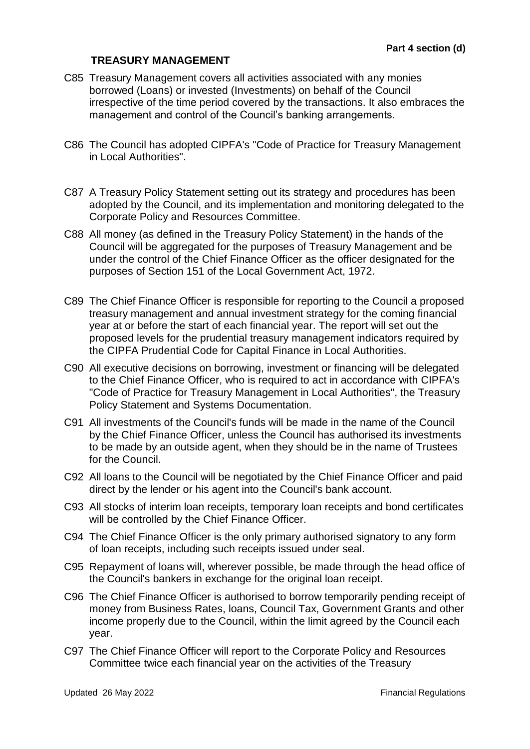## TREASURY MANAGEMENT

C85 Treasury Management covers all activities associated with any monies borrowed (Loans) or invested (Investments) on behalf of the Council irrespective of the time period covered by the transactions. It also embraces the management and control of the Council's banking arrangements.

C86 The Council has adopted CIPFA's "Code of Practice for Treasury Management in Local Authorities".

C87 A Treasury Policy Statement setting out its strategy and procedures has been adopted by the Council, and its implementation and monitoring delegated to the Corporate Policy and Resources Committee.

C88 All money (as defined in the Treasury Policy Statement) in the hands of the Council will be aggregated for the purposes of Treasury Management and be under the control of the Chief Finance Officer as the officer designated for the purposes of Section 151 of the Local Government Act, 1972.

C89 The Chief Finance Officer is responsible for reporting to the Council a proposed treasury management and annual investment strategy for the coming financial year at or before the start of each financial year. The report will set out the proposed levels for the prudential treasury management indicators required by the CIPFA Prudential Code for Capital Finance in Local Authorities.

C90 All executive decisions on borrowing, investment or financing will be delegated to the Chief Finance Officer, who is required to act in accordance with CIPFA's "Code of Practice for Treasury Management in Local Authorities", the Treasury Policy Statement and Systems Documentation.

C91 All investments of the Council's funds will be made in the name of the Council by the Chief Finance Officer, unless the Council has authorised its investments to be made by an outside agent, when they should be in the name of Trustees for the Council.

C92 All loans to the Council will be negotiated by the Chief Finance Officer and paid direct by the lender or his agent into the Council's bank account.

C93 All stocks of interim loan receipts, temporary loan receipts and bond certificates will be controlled by the Chief Finance Officer.

C94 The Chief Finance Officer is the only primary authorised signatory to any form of loan receipts, including such receipts issued under seal.

C95 Repayment of loans will, wherever possible, be made through the head office of the Council's bankers in exchange for the original loan receipt.

C96 The Chief Finance Officer is authorised to borrow temporarily pending receipt of money from Business Rates, loans, Council Tax, Government Grants and other income properly due to the Council, within the limit agreed by the Council each year.

C97 The Chief Finance Officer will report to the Corporate Policy and Resources Committee twice each financial year on the activities of the Treasury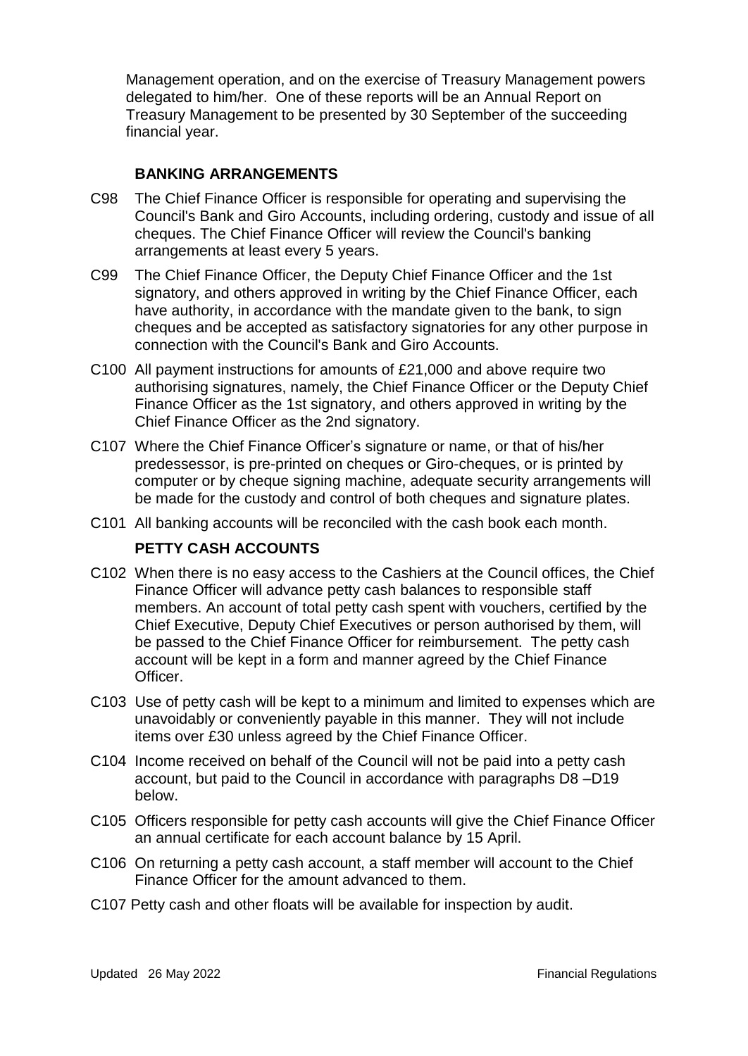Management operation, and on the exercise of Treasury Management powers delegated to him/her. One of these reports will be an Annual Report on Treasury Management to be presented by 30 September of the succeeding financial year.

## BANKING ARRANGEMENTS

C98 The Chief Finance Officer is responsible for operating and supervising the Council's Bank and Giro Accounts, including ordering, custody and issue of all cheques. The Chief Finance Officer will review the Council's banking arrangements at least every 5 years.

C99 The Chief Finance Officer, the Deputy Chief Finance Officer and the 1st signatory, and others approved in writing by the Chief Finance Officer, each have authority, in accordance with the mandate given to the bank, to sign cheques and be accepted as satisfactory signatories for any other purpose in connection with the Council's Bank and Giro Accounts.

C100 All payment instructions for amounts of £21,000 and above require two authorising signatures, namely, the Chief Finance Officer or the Deputy Chief Finance Officer as the 1st signatory, and others approved in writing by the Chief Finance Officer as the 2nd signatory.

C107 Where the Chief Finance Officer's signature or name, or that of his/her predessessor, is pre-printed on cheques or Giro-cheques, or is printed by computer or by cheque signing machine, adequate security arrangements will be made for the custody and control of both cheques and signature plates.

C101 All banking accounts will be reconciled with the cash book each month.

## PETTY CASH ACCOUNTS

C102 When there is no easy access to the Cashiers at the Council offices, the Chief Finance Officer will advance petty cash balances to responsible staff members. An account of total petty cash spent with vouchers, certified by the Chief Executive, Deputy Chief Executives or person authorised by them, will be passed to the Chief Finance Officer for reimbursement. The petty cash account will be kept in a form and manner agreed by the Chief Finance Officer.

C103 Use of petty cash will be kept to a minimum and limited to expenses which are unavoidably or conveniently payable in this manner. They will not include items over £30 unless agreed by the Chief Finance Officer.

C104 Income received on behalf of the Council will not be paid into a petty cash account, but paid to the Council in accordance with paragraphs D8 –D19 below.

C105 Officers responsible for petty cash accounts will give the Chief Finance Officer an annual certificate for each account balance by 15 April.

C106 On returning a petty cash account, a staff member will account to the Chief Finance Officer for the amount advanced to them.

C107 Petty cash and other floats will be available for inspection by audit.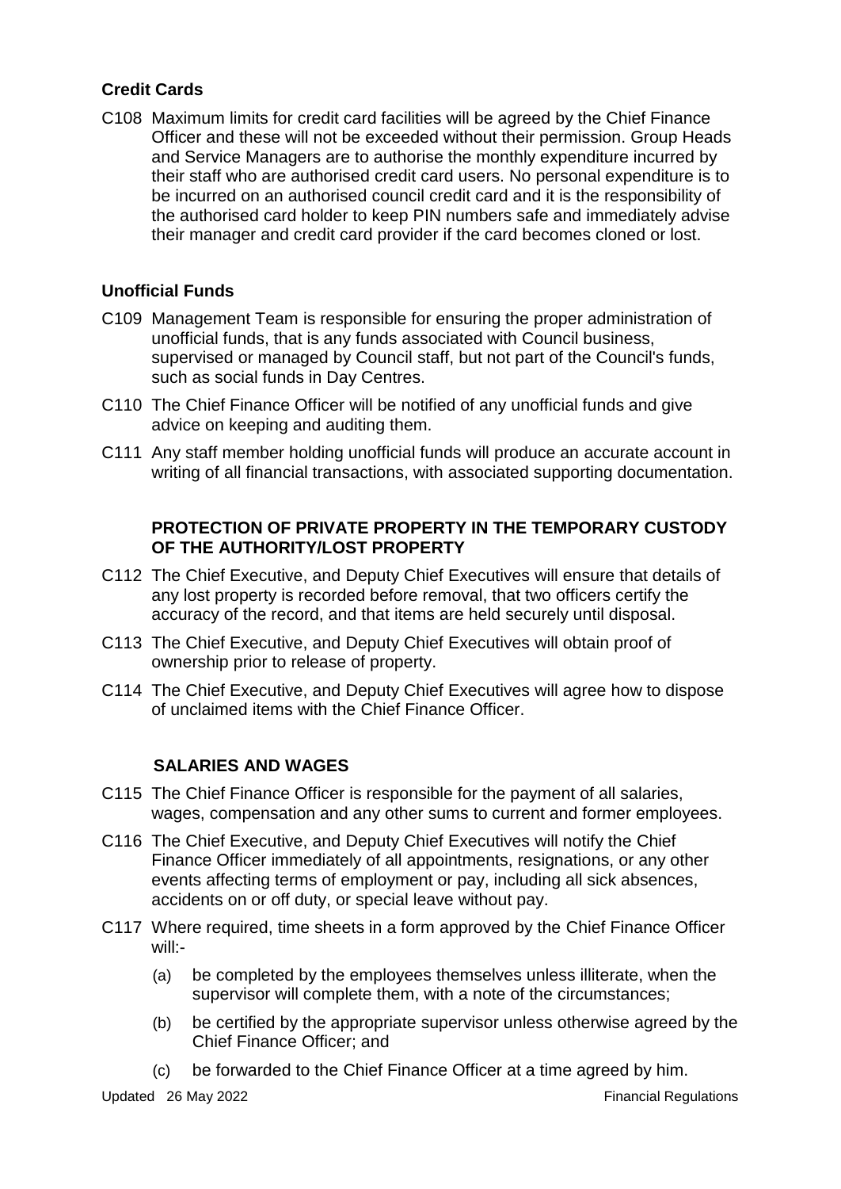### Credit Cards

C108 Maximum limits for credit card facilities will be agreed by the Chief Finance Officer and these will not be exceeded without their permission. Group Heads and Service Managers are to authorise the monthly expenditure incurred by their staff who are authorised credit card users. No personal expenditure is to be incurred on an authorised council credit card and it is the responsibility of the authorised card holder to keep PIN numbers safe and immediately advise their manager and credit card provider if the card becomes cloned or lost.

### Unofficial Funds

C109 Management Team is responsible for ensuring the proper administration of unofficial funds, that is any funds associated with Council business, supervised or managed by Council staff, but not part of the Council's funds, such as social funds in Day Centres.

C110 The Chief Finance Officer will be notified of any unofficial funds and give advice on keeping and auditing them.

C111 Any staff member holding unofficial funds will produce an accurate account in writing of all financial transactions, with associated supporting documentation.

## PROTECTION OF PRIVATE PROPERTY IN THE TEMPORARY CUSTODY OF THE AUTHORITY/LOST PROPERTY

C112 The Chief Executive, and Deputy Chief Executives will ensure that details of any lost property is recorded before removal, that two officers certify the accuracy of the record, and that items are held securely until disposal.

C113 The Chief Executive, and Deputy Chief Executives will obtain proof of ownership prior to release of property.

C114 The Chief Executive, and Deputy Chief Executives will agree how to dispose of unclaimed items with the Chief Finance Officer.

## SALARIES AND WAGES

C115 The Chief Finance Officer is responsible for the payment of all salaries, wages, compensation and any other sums to current and former employees.

C116 The Chief Executive, and Deputy Chief Executives will notify the Chief Finance Officer immediately of all appointments, resignations, or any other events affecting terms of employment or pay, including all sick absences, accidents on or off duty, or special leave without pay.

C117 Where required, time sheets in a form approved by the Chief Finance Officer will:-

(a) be completed by the employees themselves unless illiterate, when the supervisor will complete them, with a note of the circumstances;

(b) be certified by the appropriate supervisor unless otherwise agreed by the Chief Finance Officer; and

(c) be forwarded to the Chief Finance Officer at a time agreed by him.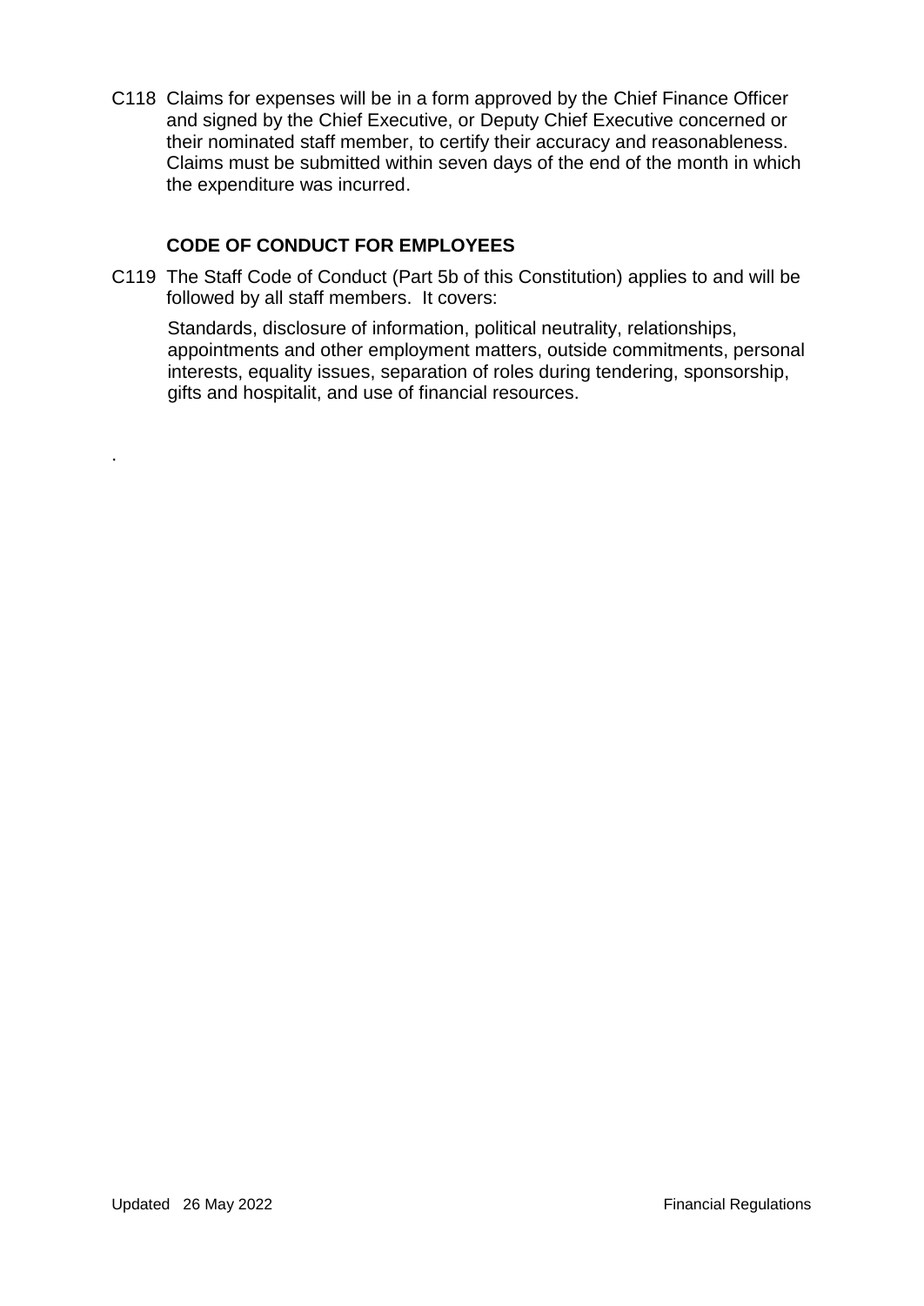C118 Claims for expenses will be in a form approved by the Chief Finance Officer and signed by the Chief Executive, or Deputy Chief Executive concerned or their nominated staff member, to certify their accuracy and reasonableness. Claims must be submitted within seven days of the end of the month in which the expenditure was incurred.

## CODE OF CONDUCT FOR EMPLOYEES

C119 The Staff Code of Conduct (Part 5b of this Constitution) applies to and will be followed by all staff members. It covers:

Standards, disclosure of information, political neutrality, relationships, appointments and other employment matters, outside commitments, personal interests, equality issues, separation of roles during tendering, sponsorship, gifts and hospitalit, and use of financial resources.

.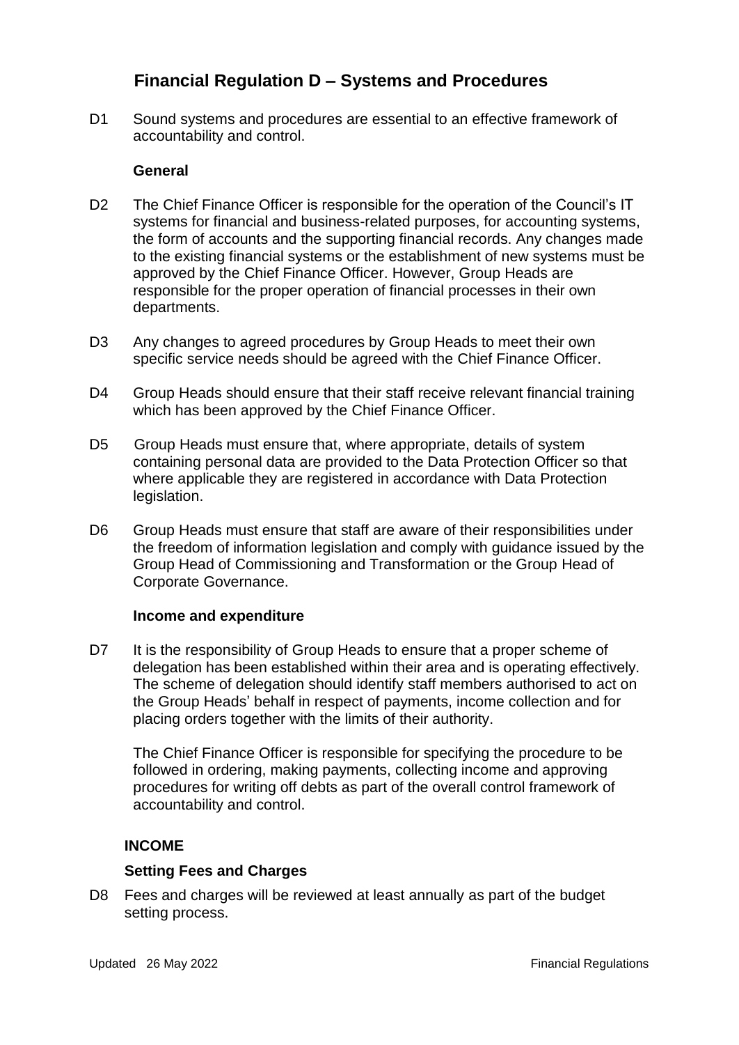# Financial Regulation D – Systems and Procedures

D1 Sound systems and procedures are essential to an effective framework of accountability and control.

**General**

D2 The Chief Finance Officer is responsible for the operation of the Council's IT systems for financial and business-related purposes, for accounting systems, the form of accounts and the supporting financial records. Any changes made to the existing financial systems or the establishment of new systems must be approved by the Chief Finance Officer. However, Group Heads are responsible for the proper operation of financial processes in their own departments.

D3 Any changes to agreed procedures by Group Heads to meet their own specific service needs should be agreed with the Chief Finance Officer.

D4 Group Heads should ensure that their staff receive relevant financial training which has been approved by the Chief Finance Officer.

D5 Group Heads must ensure that, where appropriate, details of system containing personal data are provided to the Data Protection Officer so that where applicable they are registered in accordance with Data Protection legislation.

D6 Group Heads must ensure that staff are aware of their responsibilities under the freedom of information legislation and comply with guidance issued by the Group Head of Commissioning and Transformation or the Group Head of Corporate Governance.

**Income and expenditure**

D7 It is the responsibility of Group Heads to ensure that a proper scheme of delegation has been established within their area and is operating effectively. The scheme of delegation should identify staff members authorised to act on the Group Heads' behalf in respect of payments, income collection and for placing orders together with the limits of their authority.

The Chief Finance Officer is responsible for specifying the procedure to be followed in ordering, making payments, collecting income and approving procedures for writing off debts as part of the overall control framework of accountability and control.

**INCOME**

**Setting Fees and Charges**

D8 Fees and charges will be reviewed at least annually as part of the budget setting process.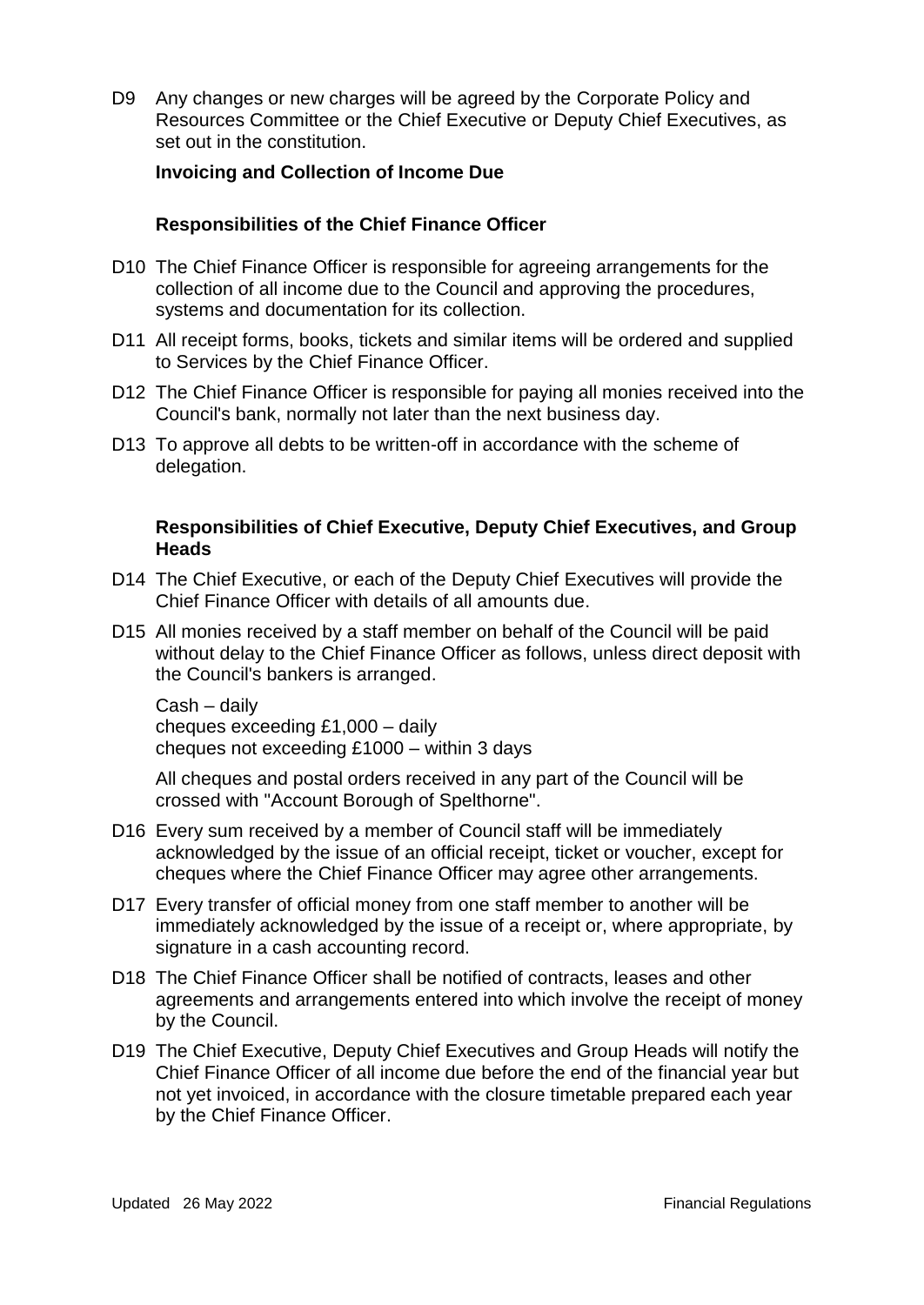D9 Any changes or new charges will be agreed by the Corporate Policy and Resources Committee or the Chief Executive or Deputy Chief Executives, as set out in the constitution.

**Invoicing and Collection of Income Due**

**Responsibilities of the Chief Finance Officer**

D10 The Chief Finance Officer is responsible for agreeing arrangements for the collection of all income due to the Council and approving the procedures, systems and documentation for its collection.

D11 All receipt forms, books, tickets and similar items will be ordered and supplied to Services by the Chief Finance Officer.

D12 The Chief Finance Officer is responsible for paying all monies received into the Council's bank, normally not later than the next business day.

D13 To approve all debts to be written-off in accordance with the scheme of delegation.

**Responsibilities of Chief Executive, Deputy Chief Executives, and Group Heads**

D14 The Chief Executive, or each of the Deputy Chief Executives will provide the Chief Finance Officer with details of all amounts due.

D15 All monies received by a staff member on behalf of the Council will be paid without delay to the Chief Finance Officer as follows, unless direct deposit with the Council's bankers is arranged.

Cash – daily
cheques exceeding £1,000 – daily
cheques not exceeding £1000 – within 3 days

All cheques and postal orders received in any part of the Council will be crossed with "Account Borough of Spelthorne".

D16 Every sum received by a member of Council staff will be immediately acknowledged by the issue of an official receipt, ticket or voucher, except for cheques where the Chief Finance Officer may agree other arrangements.

D17 Every transfer of official money from one staff member to another will be immediately acknowledged by the issue of a receipt or, where appropriate, by signature in a cash accounting record.

D18 The Chief Finance Officer shall be notified of contracts, leases and other agreements and arrangements entered into which involve the receipt of money by the Council.

D19 The Chief Executive, Deputy Chief Executives and Group Heads will notify the Chief Finance Officer of all income due before the end of the financial year but not yet invoiced, in accordance with the closure timetable prepared each year by the Chief Finance Officer.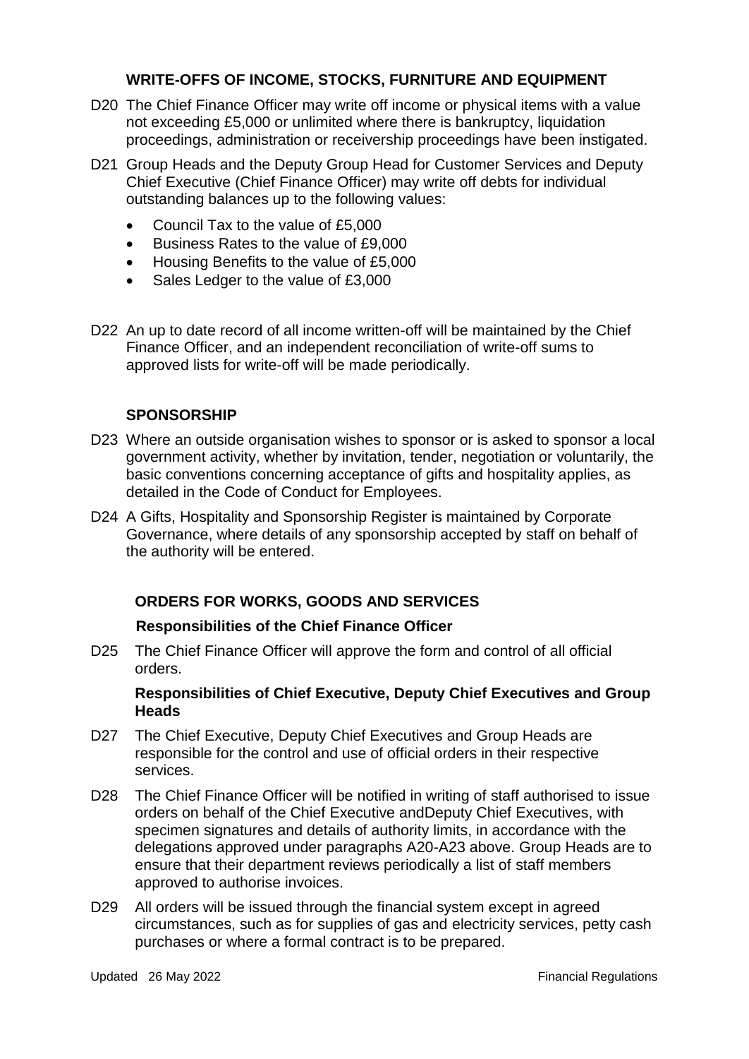## WRITE-OFFS OF INCOME, STOCKS, FURNITURE AND EQUIPMENT

D20 The Chief Finance Officer may write off income or physical items with a value not exceeding £5,000 or unlimited where there is bankruptcy, liquidation proceedings, administration or receivership proceedings have been instigated.

D21 Group Heads and the Deputy Group Head for Customer Services and Deputy Chief Executive (Chief Finance Officer) may write off debts for individual outstanding balances up to the following values:

- Council Tax to the value of £5,000
- Business Rates to the value of £9,000
- Housing Benefits to the value of £5,000
- Sales Ledger to the value of £3,000

D22 An up to date record of all income written-off will be maintained by the Chief Finance Officer, and an independent reconciliation of write-off sums to approved lists for write-off will be made periodically.

## SPONSORSHIP

D23 Where an outside organisation wishes to sponsor or is asked to sponsor a local government activity, whether by invitation, tender, negotiation or voluntarily, the basic conventions concerning acceptance of gifts and hospitality applies, as detailed in the Code of Conduct for Employees.

D24 A Gifts, Hospitality and Sponsorship Register is maintained by Corporate Governance, where details of any sponsorship accepted by staff on behalf of the authority will be entered.

## ORDERS FOR WORKS, GOODS AND SERVICES

### Responsibilities of the Chief Finance Officer

D25 The Chief Finance Officer will approve the form and control of all official orders.

### Responsibilities of Chief Executive, Deputy Chief Executives and Group Heads

D27 The Chief Executive, Deputy Chief Executives and Group Heads are responsible for the control and use of official orders in their respective services.

D28 The Chief Finance Officer will be notified in writing of staff authorised to issue orders on behalf of the Chief Executive andDeputy Chief Executives, with specimen signatures and details of authority limits, in accordance with the delegations approved under paragraphs A20-A23 above. Group Heads are to ensure that their department reviews periodically a list of staff members approved to authorise invoices.

D29 All orders will be issued through the financial system except in agreed circumstances, such as for supplies of gas and electricity services, petty cash purchases or where a formal contract is to be prepared.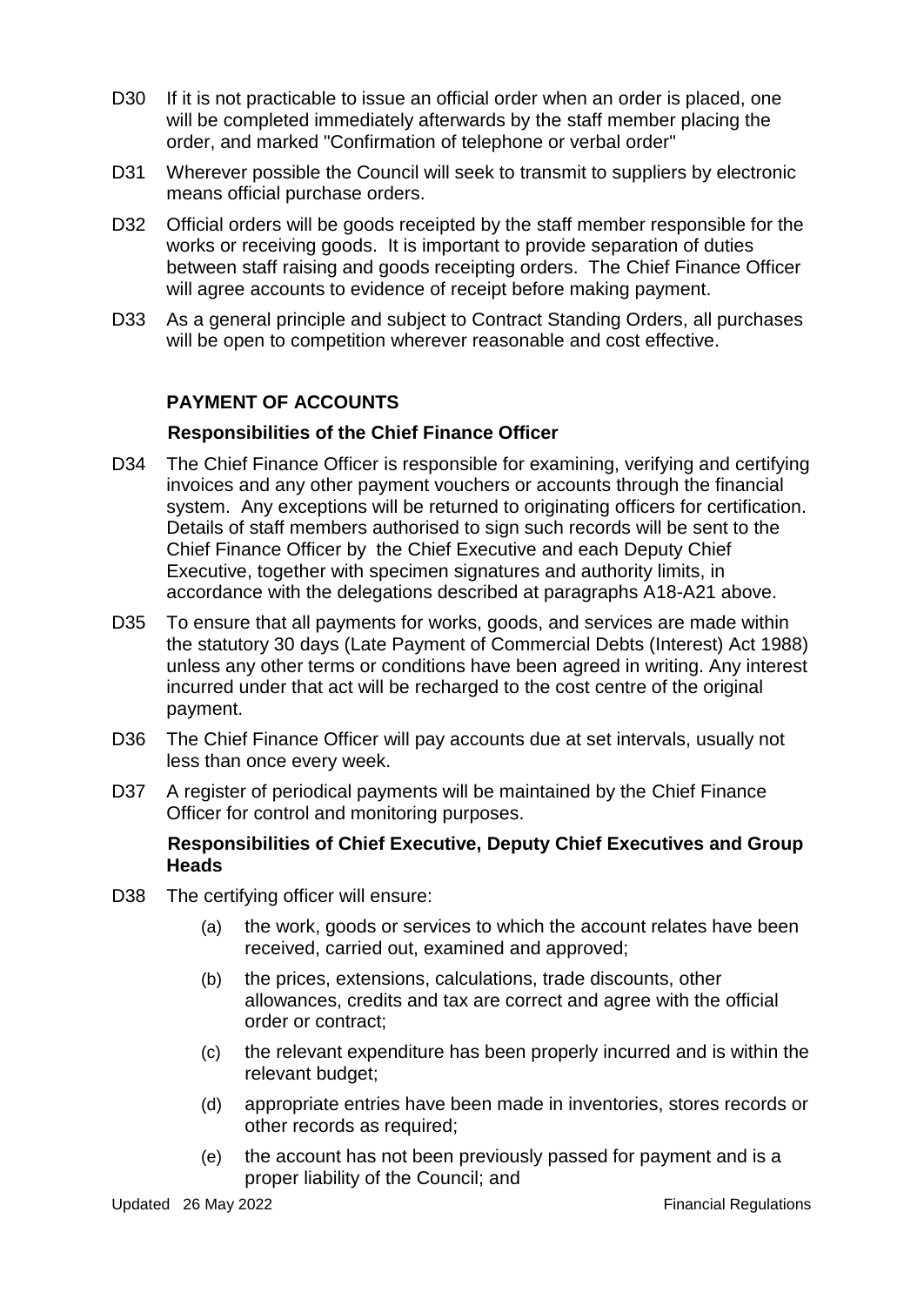D30 If it is not practicable to issue an official order when an order is placed, one will be completed immediately afterwards by the staff member placing the order, and marked "Confirmation of telephone or verbal order"

D31 Wherever possible the Council will seek to transmit to suppliers by electronic means official purchase orders.

D32 Official orders will be goods receipted by the staff member responsible for the works or receiving goods. It is important to provide separation of duties between staff raising and goods receipting orders. The Chief Finance Officer will agree accounts to evidence of receipt before making payment.

D33 As a general principle and subject to Contract Standing Orders, all purchases will be open to competition wherever reasonable and cost effective.

## PAYMENT OF ACCOUNTS

### Responsibilities of the Chief Finance Officer

D34 The Chief Finance Officer is responsible for examining, verifying and certifying invoices and any other payment vouchers or accounts through the financial system. Any exceptions will be returned to originating officers for certification. Details of staff members authorised to sign such records will be sent to the Chief Finance Officer by the Chief Executive and each Deputy Chief Executive, together with specimen signatures and authority limits, in accordance with the delegations described at paragraphs A18-A21 above.

D35 To ensure that all payments for works, goods, and services are made within the statutory 30 days (Late Payment of Commercial Debts (Interest) Act 1988) unless any other terms or conditions have been agreed in writing. Any interest incurred under that act will be recharged to the cost centre of the original payment.

D36 The Chief Finance Officer will pay accounts due at set intervals, usually not less than once every week.

D37 A register of periodical payments will be maintained by the Chief Finance Officer for control and monitoring purposes.

### Responsibilities of Chief Executive, Deputy Chief Executives and Group Heads

D38 The certifying officer will ensure:

(a) the work, goods or services to which the account relates have been received, carried out, examined and approved;

(b) the prices, extensions, calculations, trade discounts, other allowances, credits and tax are correct and agree with the official order or contract;

(c) the relevant expenditure has been properly incurred and is within the relevant budget;

(d) appropriate entries have been made in inventories, stores records or other records as required;

(e) the account has not been previously passed for payment and is a proper liability of the Council; and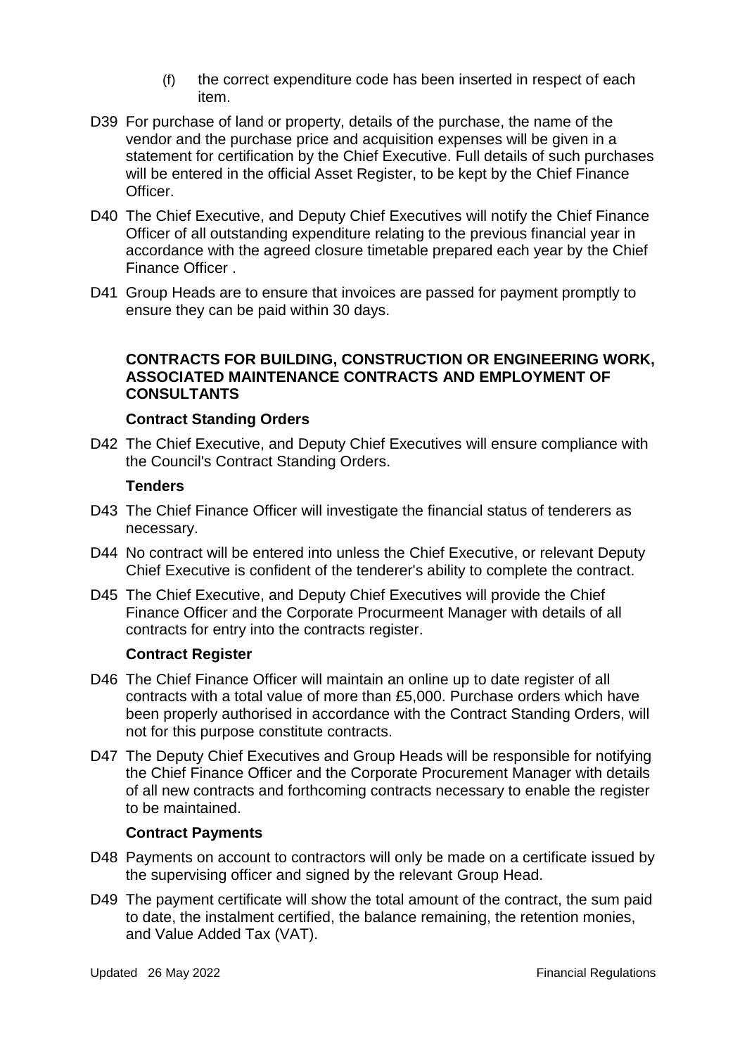(f) the correct expenditure code has been inserted in respect of each item.

D39 For purchase of land or property, details of the purchase, the name of the vendor and the purchase price and acquisition expenses will be given in a statement for certification by the Chief Executive. Full details of such purchases will be entered in the official Asset Register, to be kept by the Chief Finance Officer.

D40 The Chief Executive, and Deputy Chief Executives will notify the Chief Finance Officer of all outstanding expenditure relating to the previous financial year in accordance with the agreed closure timetable prepared each year by the Chief Finance Officer .

D41 Group Heads are to ensure that invoices are passed for payment promptly to ensure they can be paid within 30 days.

**CONTRACTS FOR BUILDING, CONSTRUCTION OR ENGINEERING WORK, ASSOCIATED MAINTENANCE CONTRACTS AND EMPLOYMENT OF CONSULTANTS**

**Contract Standing Orders**

D42 The Chief Executive, and Deputy Chief Executives will ensure compliance with the Council's Contract Standing Orders.

**Tenders**

D43 The Chief Finance Officer will investigate the financial status of tenderers as necessary.

D44 No contract will be entered into unless the Chief Executive, or relevant Deputy Chief Executive is confident of the tenderer's ability to complete the contract.

D45 The Chief Executive, and Deputy Chief Executives will provide the Chief Finance Officer and the Corporate Procurmeent Manager with details of all contracts for entry into the contracts register.

**Contract Register**

D46 The Chief Finance Officer will maintain an online up to date register of all contracts with a total value of more than £5,000. Purchase orders which have been properly authorised in accordance with the Contract Standing Orders, will not for this purpose constitute contracts.

D47 The Deputy Chief Executives and Group Heads will be responsible for notifying the Chief Finance Officer and the Corporate Procurement Manager with details of all new contracts and forthcoming contracts necessary to enable the register to be maintained.

**Contract Payments**

D48 Payments on account to contractors will only be made on a certificate issued by the supervising officer and signed by the relevant Group Head.

D49 The payment certificate will show the total amount of the contract, the sum paid to date, the instalment certified, the balance remaining, the retention monies, and Value Added Tax (VAT).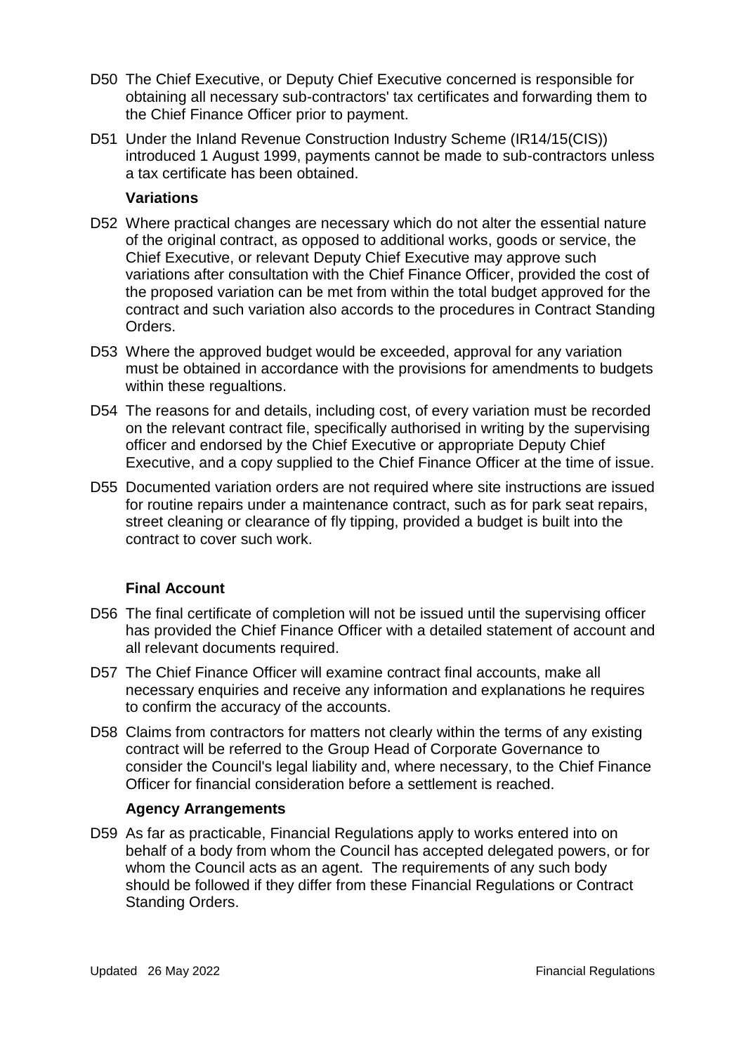D50 The Chief Executive, or Deputy Chief Executive concerned is responsible for obtaining all necessary sub-contractors' tax certificates and forwarding them to the Chief Finance Officer prior to payment.

D51 Under the Inland Revenue Construction Industry Scheme (IR14/15(CIS)) introduced 1 August 1999, payments cannot be made to sub-contractors unless a tax certificate has been obtained.

**Variations**

D52 Where practical changes are necessary which do not alter the essential nature of the original contract, as opposed to additional works, goods or service, the Chief Executive, or relevant Deputy Chief Executive may approve such variations after consultation with the Chief Finance Officer, provided the cost of the proposed variation can be met from within the total budget approved for the contract and such variation also accords to the procedures in Contract Standing Orders.

D53 Where the approved budget would be exceeded, approval for any variation must be obtained in accordance with the provisions for amendments to budgets within these regualtions.

D54 The reasons for and details, including cost, of every variation must be recorded on the relevant contract file, specifically authorised in writing by the supervising officer and endorsed by the Chief Executive or appropriate Deputy Chief Executive, and a copy supplied to the Chief Finance Officer at the time of issue.

D55 Documented variation orders are not required where site instructions are issued for routine repairs under a maintenance contract, such as for park seat repairs, street cleaning or clearance of fly tipping, provided a budget is built into the contract to cover such work.

**Final Account**

D56 The final certificate of completion will not be issued until the supervising officer has provided the Chief Finance Officer with a detailed statement of account and all relevant documents required.

D57 The Chief Finance Officer will examine contract final accounts, make all necessary enquiries and receive any information and explanations he requires to confirm the accuracy of the accounts.

D58 Claims from contractors for matters not clearly within the terms of any existing contract will be referred to the Group Head of Corporate Governance to consider the Council's legal liability and, where necessary, to the Chief Finance Officer for financial consideration before a settlement is reached.

**Agency Arrangements**

D59 As far as practicable, Financial Regulations apply to works entered into on behalf of a body from whom the Council has accepted delegated powers, or for whom the Council acts as an agent. The requirements of any such body should be followed if they differ from these Financial Regulations or Contract Standing Orders.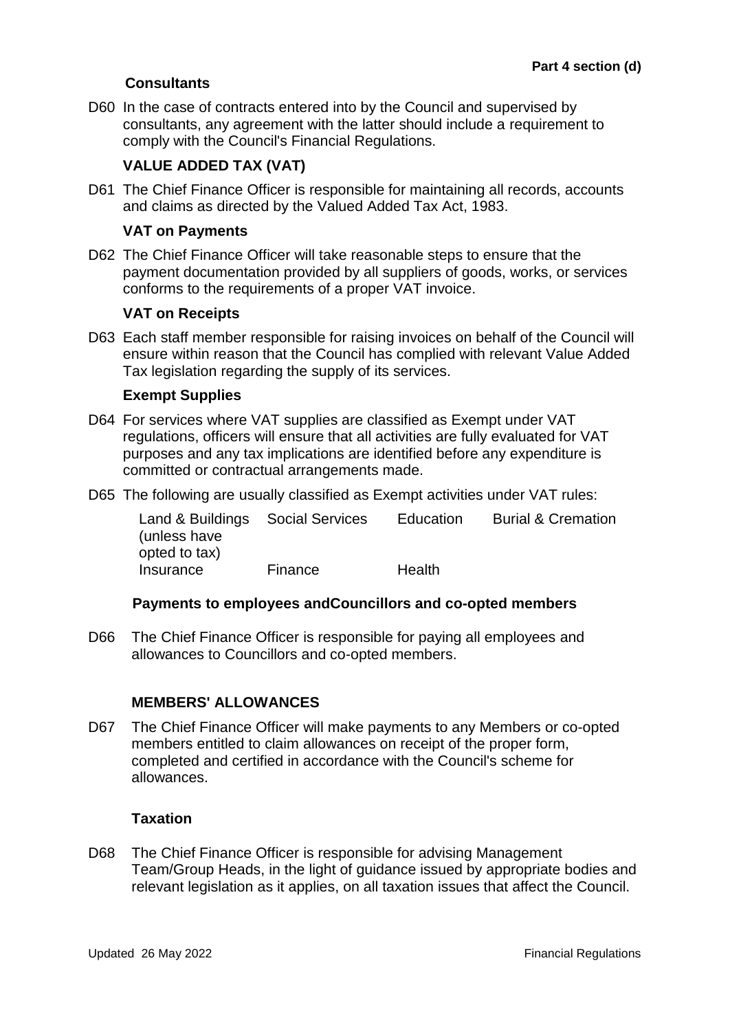### Consultants

D60 In the case of contracts entered into by the Council and supervised by consultants, any agreement with the latter should include a requirement to comply with the Council's Financial Regulations.

### VALUE ADDED TAX (VAT)

D61 The Chief Finance Officer is responsible for maintaining all records, accounts and claims as directed by the Valued Added Tax Act, 1983.

### VAT on Payments

D62 The Chief Finance Officer will take reasonable steps to ensure that the payment documentation provided by all suppliers of goods, works, or services conforms to the requirements of a proper VAT invoice.

### VAT on Receipts

D63 Each staff member responsible for raising invoices on behalf of the Council will ensure within reason that the Council has complied with relevant Value Added Tax legislation regarding the supply of its services.

### Exempt Supplies

D64 For services where VAT supplies are classified as Exempt under VAT regulations, officers will ensure that all activities are fully evaluated for VAT purposes and any tax implications are identified before any expenditure is committed or contractual arrangements made.

D65 The following are usually classified as Exempt activities under VAT rules:

| | | | |
|---|---|---|---|
| Land & Buildings (unless have opted to tax) | Social Services | Education | Burial & Cremation |
| Insurance | Finance | Health | |

### Payments to employees andCouncillors and co-opted members

D66 The Chief Finance Officer is responsible for paying all employees and allowances to Councillors and co-opted members.

### MEMBERS' ALLOWANCES

D67 The Chief Finance Officer will make payments to any Members or co-opted members entitled to claim allowances on receipt of the proper form, completed and certified in accordance with the Council's scheme for allowances.

### Taxation

D68 The Chief Finance Officer is responsible for advising Management Team/Group Heads, in the light of guidance issued by appropriate bodies and relevant legislation as it applies, on all taxation issues that affect the Council.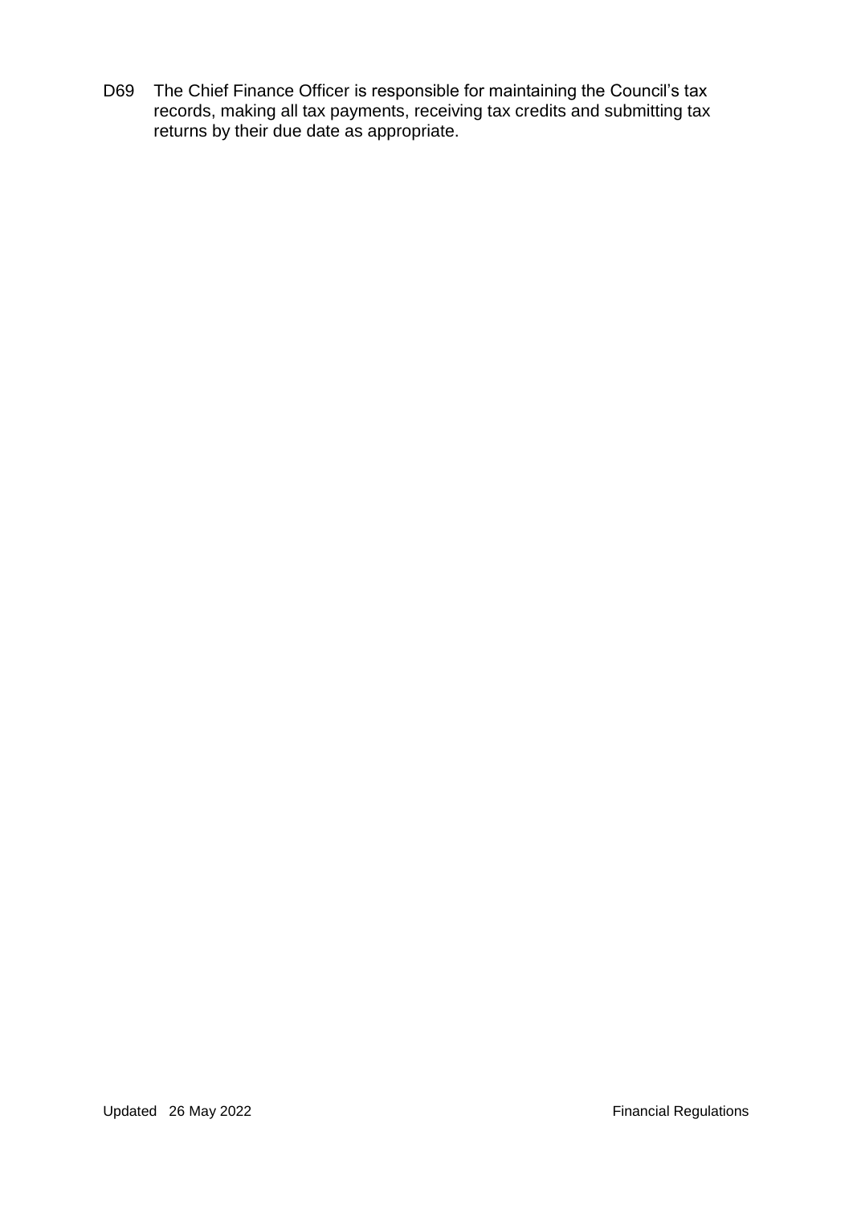D69 The Chief Finance Officer is responsible for maintaining the Council's tax records, making all tax payments, receiving tax credits and submitting tax returns by their due date as appropriate.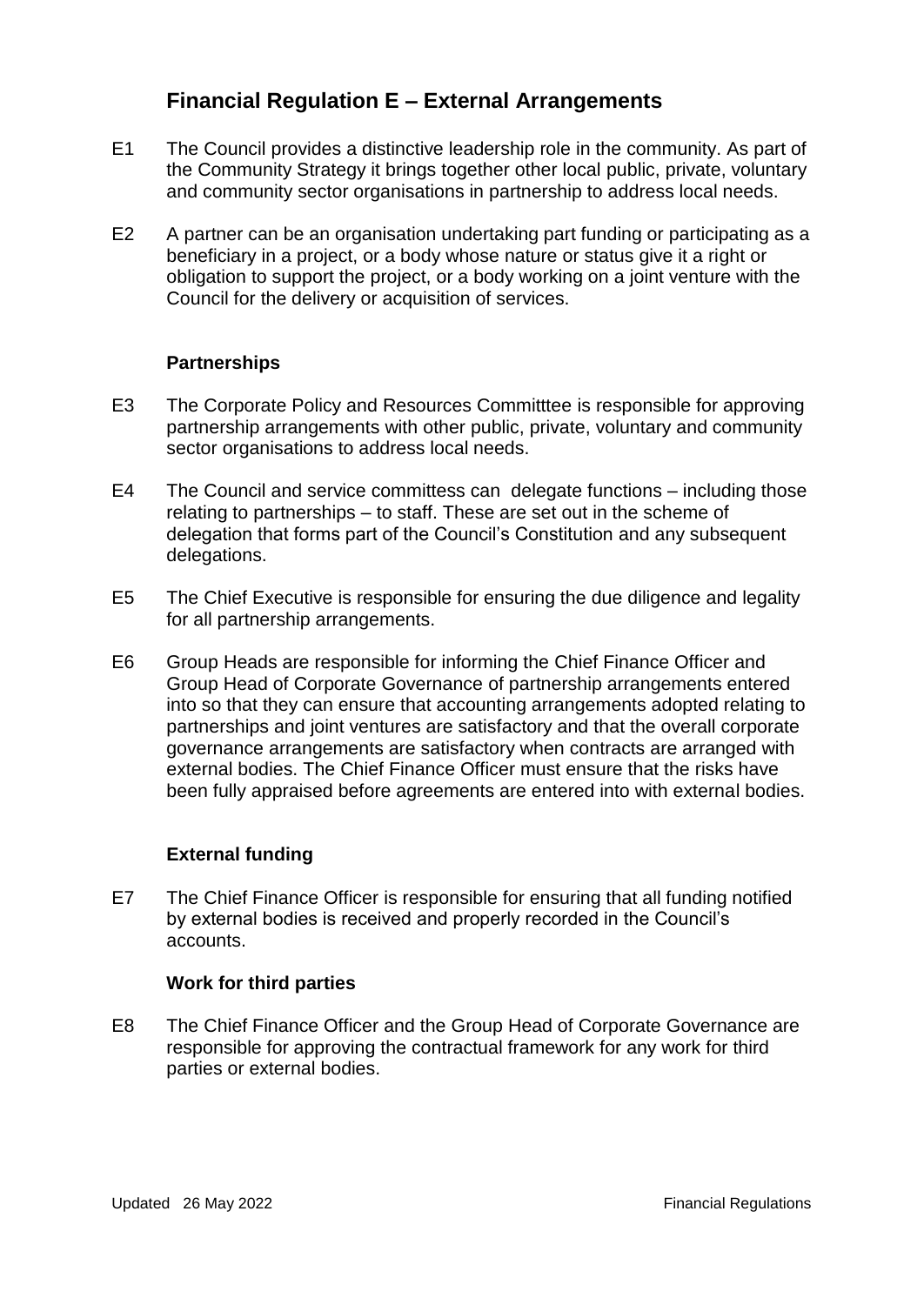# Financial Regulation E – External Arrangements

E1 The Council provides a distinctive leadership role in the community. As part of the Community Strategy it brings together other local public, private, voluntary and community sector organisations in partnership to address local needs.

E2 A partner can be an organisation undertaking part funding or participating as a beneficiary in a project, or a body whose nature or status give it a right or obligation to support the project, or a body working on a joint venture with the Council for the delivery or acquisition of services.

### Partnerships

E3 The Corporate Policy and Resources Committtee is responsible for approving partnership arrangements with other public, private, voluntary and community sector organisations to address local needs.

E4 The Council and service committess can delegate functions – including those relating to partnerships – to staff. These are set out in the scheme of delegation that forms part of the Council's Constitution and any subsequent delegations.

E5 The Chief Executive is responsible for ensuring the due diligence and legality for all partnership arrangements.

E6 Group Heads are responsible for informing the Chief Finance Officer and Group Head of Corporate Governance of partnership arrangements entered into so that they can ensure that accounting arrangements adopted relating to partnerships and joint ventures are satisfactory and that the overall corporate governance arrangements are satisfactory when contracts are arranged with external bodies. The Chief Finance Officer must ensure that the risks have been fully appraised before agreements are entered into with external bodies.

### External funding

E7 The Chief Finance Officer is responsible for ensuring that all funding notified by external bodies is received and properly recorded in the Council's accounts.

### Work for third parties

E8 The Chief Finance Officer and the Group Head of Corporate Governance are responsible for approving the contractual framework for any work for third parties or external bodies.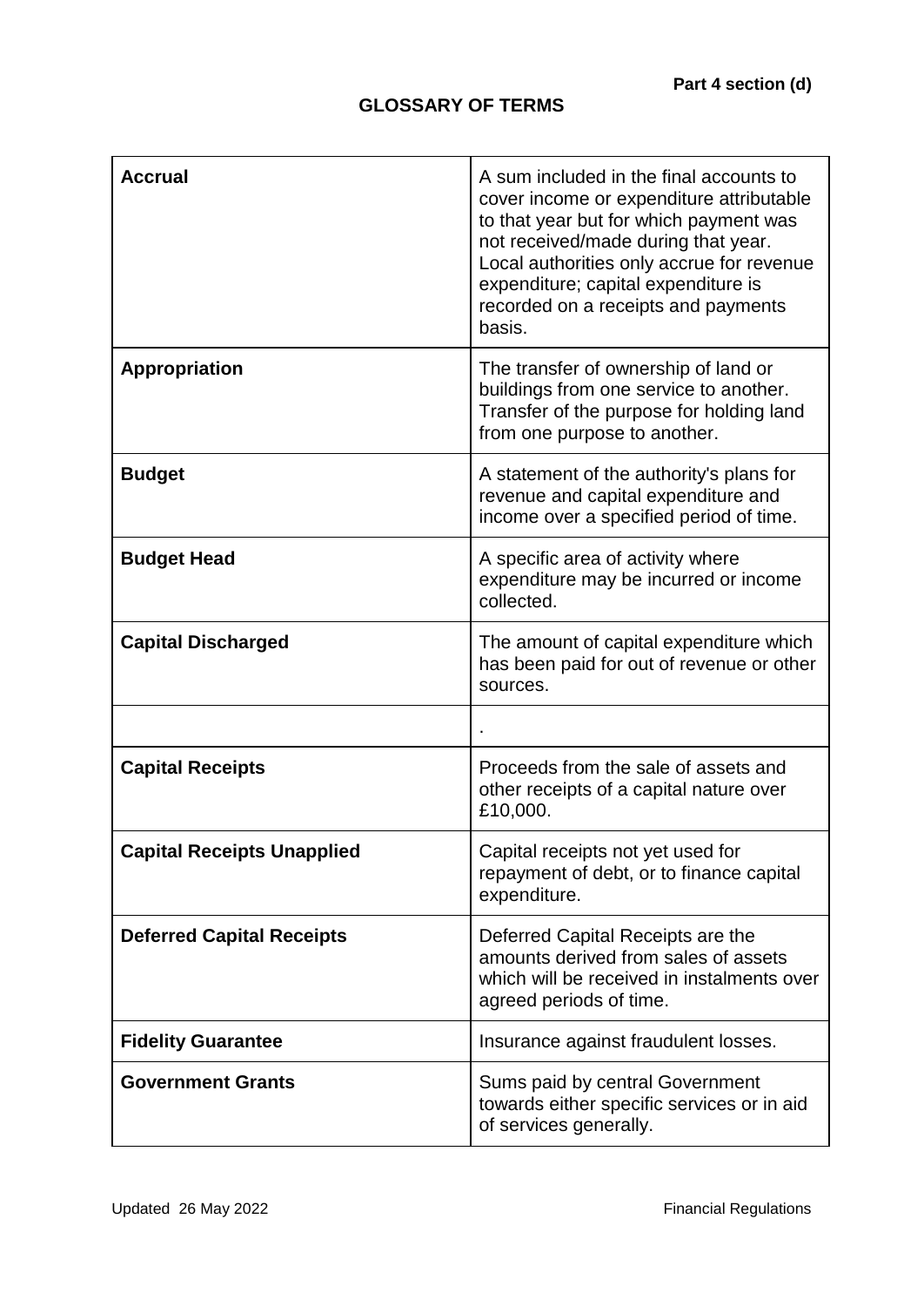Part 4 section (d)

## GLOSSARY OF TERMS

| | |
|---|---|
| **Accrual** | A sum included in the final accounts to cover income or expenditure attributable to that year but for which payment was not received/made during that year. Local authorities only accrue for revenue expenditure; capital expenditure is recorded on a receipts and payments basis. |
| **Appropriation** | The transfer of ownership of land or buildings from one service to another. Transfer of the purpose for holding land from one purpose to another. |
| **Budget** | A statement of the authority's plans for revenue and capital expenditure and income over a specified period of time. |
| **Budget Head** | A specific area of activity where expenditure may be incurred or income collected. |
| **Capital Discharged** | The amount of capital expenditure which has been paid for out of revenue or other sources. |
| | . |
| **Capital Receipts** | Proceeds from the sale of assets and other receipts of a capital nature over £10,000. |
| **Capital Receipts Unapplied** | Capital receipts not yet used for repayment of debt, or to finance capital expenditure. |
| **Deferred Capital Receipts** | Deferred Capital Receipts are the amounts derived from sales of assets which will be received in instalments over agreed periods of time. |
| **Fidelity Guarantee** | Insurance against fraudulent losses. |
| **Government Grants** | Sums paid by central Government towards either specific services or in aid of services generally. |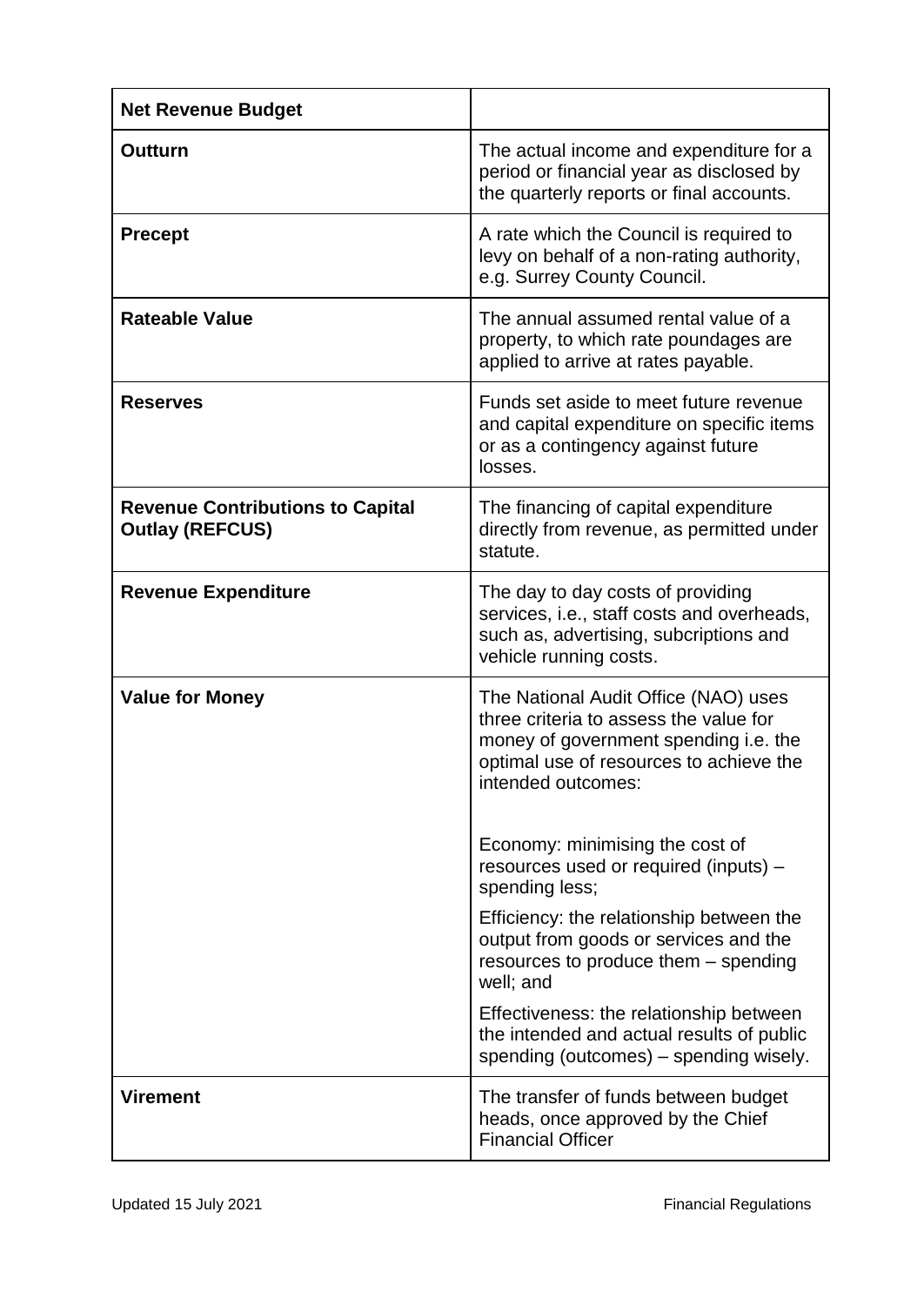| **Net Revenue Budget** | |
|---|---|
| **Outturn** | The actual income and expenditure for a period or financial year as disclosed by the quarterly reports or final accounts. |
| **Precept** | A rate which the Council is required to levy on behalf of a non-rating authority, e.g. Surrey County Council. |
| **Rateable Value** | The annual assumed rental value of a property, to which rate poundages are applied to arrive at rates payable. |
| **Reserves** | Funds set aside to meet future revenue and capital expenditure on specific items or as a contingency against future losses. |
| **Revenue Contributions to Capital Outlay (REFCUS)** | The financing of capital expenditure directly from revenue, as permitted under statute. |
| **Revenue Expenditure** | The day to day costs of providing services, i.e., staff costs and overheads, such as, advertising, subcriptions and vehicle running costs. |
| **Value for Money** | The National Audit Office (NAO) uses three criteria to assess the value for money of government spending i.e. the optimal use of resources to achieve the intended outcomes:<br><br>Economy: minimising the cost of resources used or required (inputs) – spending less;<br><br>Efficiency: the relationship between the output from goods or services and the resources to produce them – spending well; and<br><br>Effectiveness: the relationship between the intended and actual results of public spending (outcomes) – spending wisely. |
| **Virement** | The transfer of funds between budget heads, once approved by the Chief Financial Officer |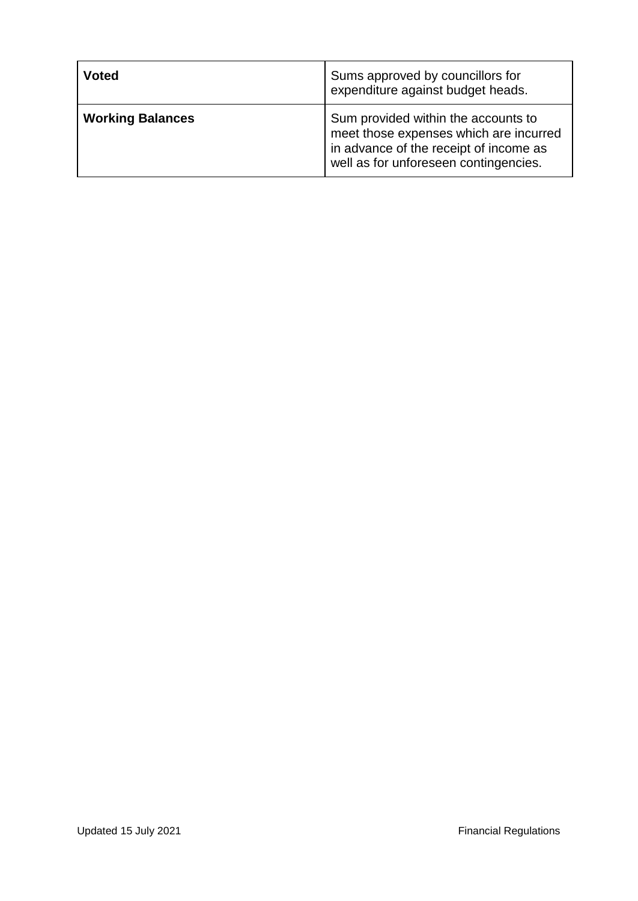| | |
|---|---|
| **Voted** | Sums approved by councillors for expenditure against budget heads. |
| **Working Balances** | Sum provided within the accounts to meet those expenses which are incurred in advance of the receipt of income as well as for unforeseen contingencies. |